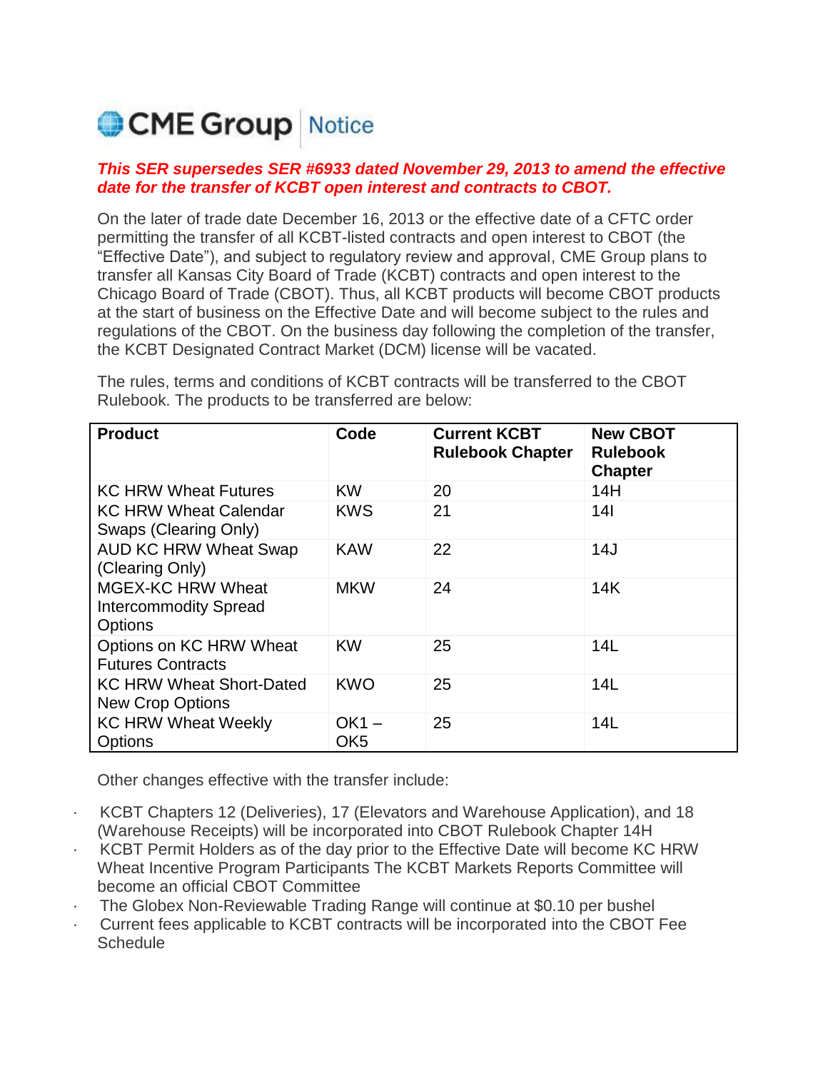# CME Group | Notice

***This SER supersedes SER #6933 dated November 29, 2013 to amend the effective date for the transfer of KCBT open interest and contracts to CBOT.***

On the later of trade date December 16, 2013 or the effective date of a CFTC order permitting the transfer of all KCBT-listed contracts and open interest to CBOT (the "Effective Date"), and subject to regulatory review and approval, CME Group plans to transfer all Kansas City Board of Trade (KCBT) contracts and open interest to the Chicago Board of Trade (CBOT). Thus, all KCBT products will become CBOT products at the start of business on the Effective Date and will become subject to the rules and regulations of the CBOT. On the business day following the completion of the transfer, the KCBT Designated Contract Market (DCM) license will be vacated.

The rules, terms and conditions of KCBT contracts will be transferred to the CBOT Rulebook. The products to be transferred are below:

| Product | Code | Current KCBT Rulebook Chapter | New CBOT Rulebook Chapter |
|---|---|---|---|
| KC HRW Wheat Futures | KW | 20 | 14H |
| KC HRW Wheat Calendar Swaps (Clearing Only) | KWS | 21 | 14I |
| AUD KC HRW Wheat Swap (Clearing Only) | KAW | 22 | 14J |
| MGEX-KC HRW Wheat Intercommodity Spread Options | MKW | 24 | 14K |
| Options on KC HRW Wheat Futures Contracts | KW | 25 | 14L |
| KC HRW Wheat Short-Dated New Crop Options | KWO | 25 | 14L |
| KC HRW Wheat Weekly Options | OK1 – OK5 | 25 | 14L |

Other changes effective with the transfer include:

- KCBT Chapters 12 (Deliveries), 17 (Elevators and Warehouse Application), and 18 (Warehouse Receipts) will be incorporated into CBOT Rulebook Chapter 14H
- KCBT Permit Holders as of the day prior to the Effective Date will become KC HRW Wheat Incentive Program Participants The KCBT Markets Reports Committee will become an official CBOT Committee
- The Globex Non-Reviewable Trading Range will continue at $0.10 per bushel
- Current fees applicable to KCBT contracts will be incorporated into the CBOT Fee Schedule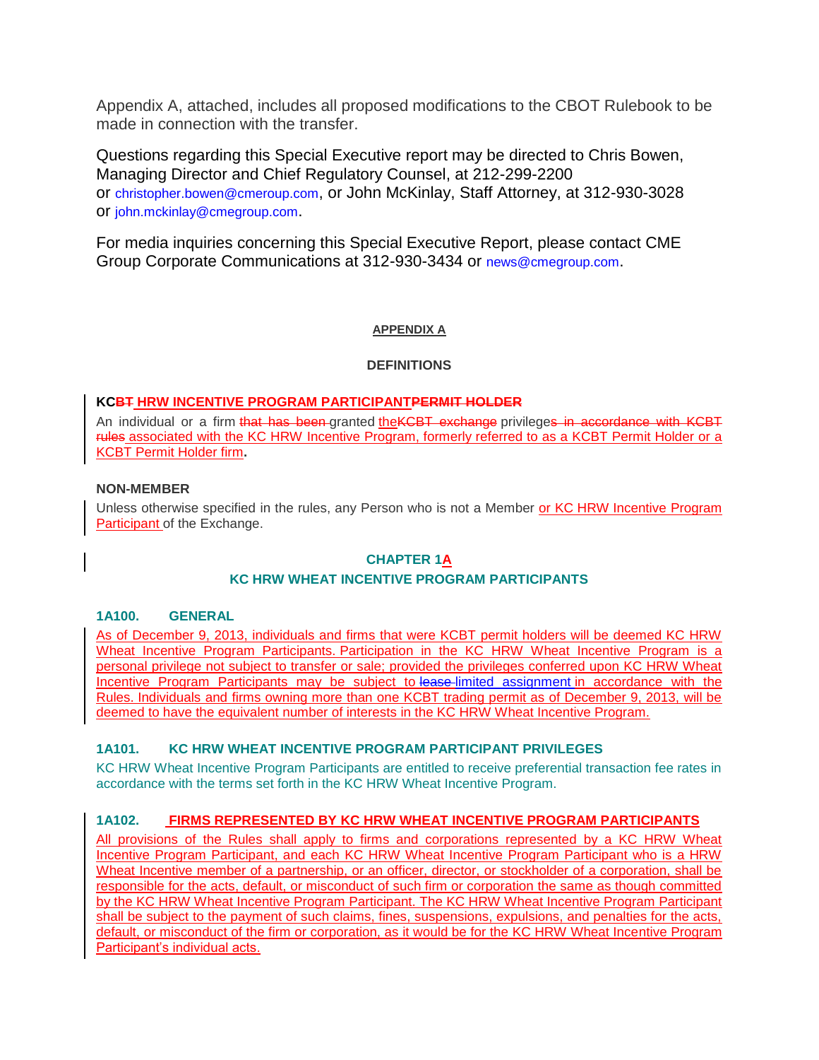Appendix A, attached, includes all proposed modifications to the CBOT Rulebook to be made in connection with the transfer.

Questions regarding this Special Executive report may be directed to Chris Bowen, Managing Director and Chief Regulatory Counsel, at 212-299-2200 or christopher.bowen@cmeroup.com, or John McKinlay, Staff Attorney, at 312-930-3028 or john.mckinlay@cmegroup.com.

For media inquiries concerning this Special Executive Report, please contact CME Group Corporate Communications at 312-930-3434 or news@cmegroup.com.

## APPENDIX A

### DEFINITIONS

**KC~~BT~~ HRW INCENTIVE PROGRAM PARTICIPANT~~PERMIT HOLDER~~**

An individual or a firm ~~that has been~~ granted the~~KCBT exchange~~ privilege~~s in accordance with KCBT rules~~ associated with the KC HRW Incentive Program, formerly referred to as a KCBT Permit Holder or a KCBT Permit Holder firm.

**NON-MEMBER**

Unless otherwise specified in the rules, any Person who is not a Member or KC HRW Incentive Program Participant of the Exchange.

### CHAPTER 1A
### KC HRW WHEAT INCENTIVE PROGRAM PARTICIPANTS

**1A100. GENERAL**

As of December 9, 2013, individuals and firms that were KCBT permit holders will be deemed KC HRW Wheat Incentive Program Participants. Participation in the KC HRW Wheat Incentive Program is a personal privilege not subject to transfer or sale; provided the privileges conferred upon KC HRW Wheat Incentive Program Participants may be subject to ~~lease~~ limited assignment in accordance with the Rules. Individuals and firms owning more than one KCBT trading permit as of December 9, 2013, will be deemed to have the equivalent number of interests in the KC HRW Wheat Incentive Program.

**1A101. KC HRW WHEAT INCENTIVE PROGRAM PARTICIPANT PRIVILEGES**

KC HRW Wheat Incentive Program Participants are entitled to receive preferential transaction fee rates in accordance with the terms set forth in the KC HRW Wheat Incentive Program.

**1A102. FIRMS REPRESENTED BY KC HRW WHEAT INCENTIVE PROGRAM PARTICIPANTS**

All provisions of the Rules shall apply to firms and corporations represented by a KC HRW Wheat Incentive Program Participant, and each KC HRW Wheat Incentive Program Participant who is a HRW Wheat Incentive member of a partnership, or an officer, director, or stockholder of a corporation, shall be responsible for the acts, default, or misconduct of such firm or corporation the same as though committed by the KC HRW Wheat Incentive Program Participant. The KC HRW Wheat Incentive Program Participant shall be subject to the payment of such claims, fines, suspensions, expulsions, and penalties for the acts, default, or misconduct of the firm or corporation, as it would be for the KC HRW Wheat Incentive Program Participant's individual acts.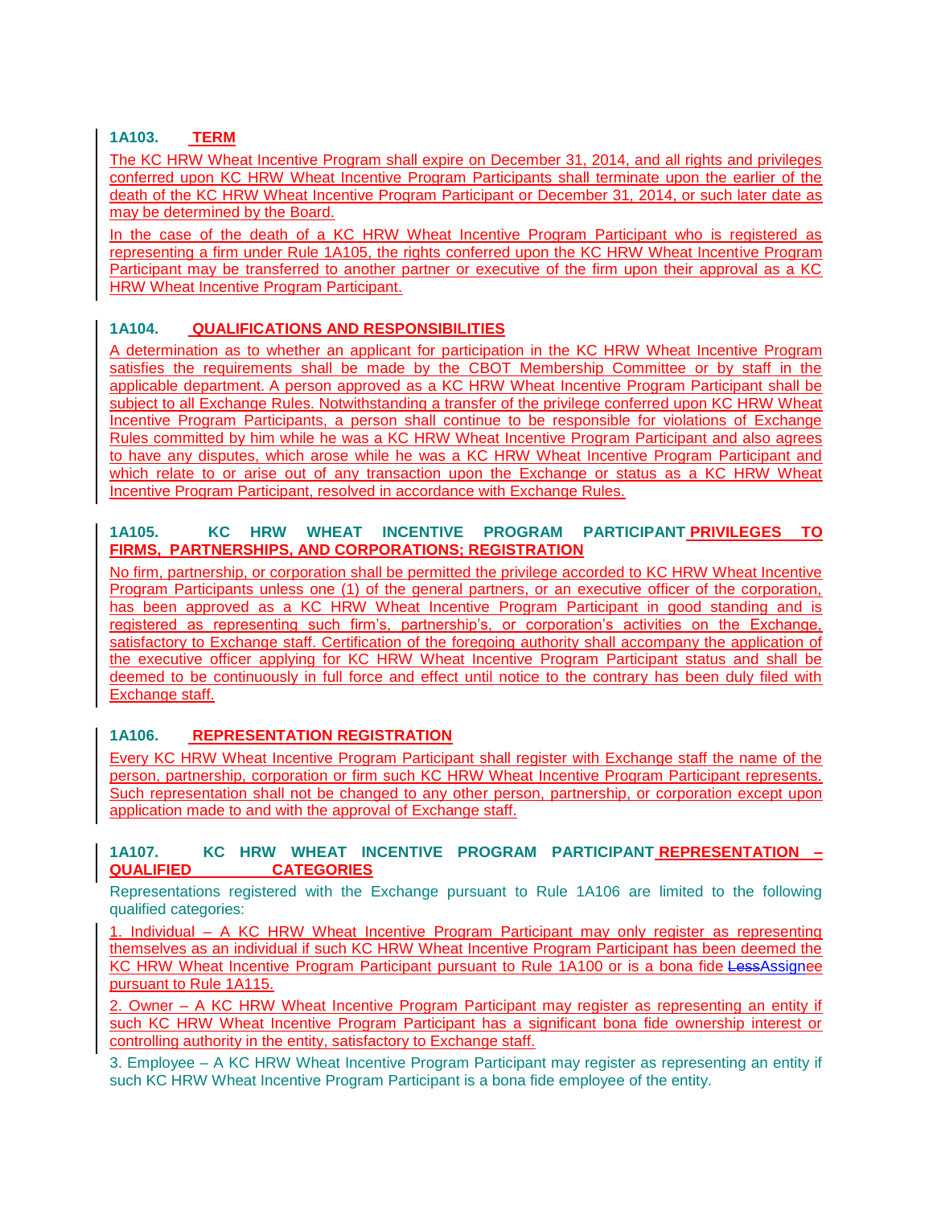### 1A103. TERM

The KC HRW Wheat Incentive Program shall expire on December 31, 2014, and all rights and privileges conferred upon KC HRW Wheat Incentive Program Participants shall terminate upon the earlier of the death of the KC HRW Wheat Incentive Program Participant or December 31, 2014, or such later date as may be determined by the Board.

In the case of the death of a KC HRW Wheat Incentive Program Participant who is registered as representing a firm under Rule 1A105, the rights conferred upon the KC HRW Wheat Incentive Program Participant may be transferred to another partner or executive of the firm upon their approval as a KC HRW Wheat Incentive Program Participant.

### 1A104. QUALIFICATIONS AND RESPONSIBILITIES

A determination as to whether an applicant for participation in the KC HRW Wheat Incentive Program satisfies the requirements shall be made by the CBOT Membership Committee or by staff in the applicable department. A person approved as a KC HRW Wheat Incentive Program Participant shall be subject to all Exchange Rules. Notwithstanding a transfer of the privilege conferred upon KC HRW Wheat Incentive Program Participants, a person shall continue to be responsible for violations of Exchange Rules committed by him while he was a KC HRW Wheat Incentive Program Participant and also agrees to have any disputes, which arose while he was a KC HRW Wheat Incentive Program Participant and which relate to or arise out of any transaction upon the Exchange or status as a KC HRW Wheat Incentive Program Participant, resolved in accordance with Exchange Rules.

### 1A105. KC HRW WHEAT INCENTIVE PROGRAM PARTICIPANT PRIVILEGES TO FIRMS, PARTNERSHIPS, AND CORPORATIONS; REGISTRATION

No firm, partnership, or corporation shall be permitted the privilege accorded to KC HRW Wheat Incentive Program Participants unless one (1) of the general partners, or an executive officer of the corporation, has been approved as a KC HRW Wheat Incentive Program Participant in good standing and is registered as representing such firm's, partnership's, or corporation's activities on the Exchange, satisfactory to Exchange staff. Certification of the foregoing authority shall accompany the application of the executive officer applying for KC HRW Wheat Incentive Program Participant status and shall be deemed to be continuously in full force and effect until notice to the contrary has been duly filed with Exchange staff.

### 1A106. REPRESENTATION REGISTRATION

Every KC HRW Wheat Incentive Program Participant shall register with Exchange staff the name of the person, partnership, corporation or firm such KC HRW Wheat Incentive Program Participant represents. Such representation shall not be changed to any other person, partnership, or corporation except upon application made to and with the approval of Exchange staff.

### 1A107. KC HRW WHEAT INCENTIVE PROGRAM PARTICIPANT REPRESENTATION – QUALIFIED CATEGORIES

Representations registered with the Exchange pursuant to Rule 1A106 are limited to the following qualified categories:

1. Individual – A KC HRW Wheat Incentive Program Participant may only register as representing themselves as an individual if such KC HRW Wheat Incentive Program Participant has been deemed the KC HRW Wheat Incentive Program Participant pursuant to Rule 1A100 or is a bona fide ~~Less~~Assignee pursuant to Rule 1A115.

2. Owner – A KC HRW Wheat Incentive Program Participant may register as representing an entity if such KC HRW Wheat Incentive Program Participant has a significant bona fide ownership interest or controlling authority in the entity, satisfactory to Exchange staff.

3. Employee – A KC HRW Wheat Incentive Program Participant may register as representing an entity if such KC HRW Wheat Incentive Program Participant is a bona fide employee of the entity.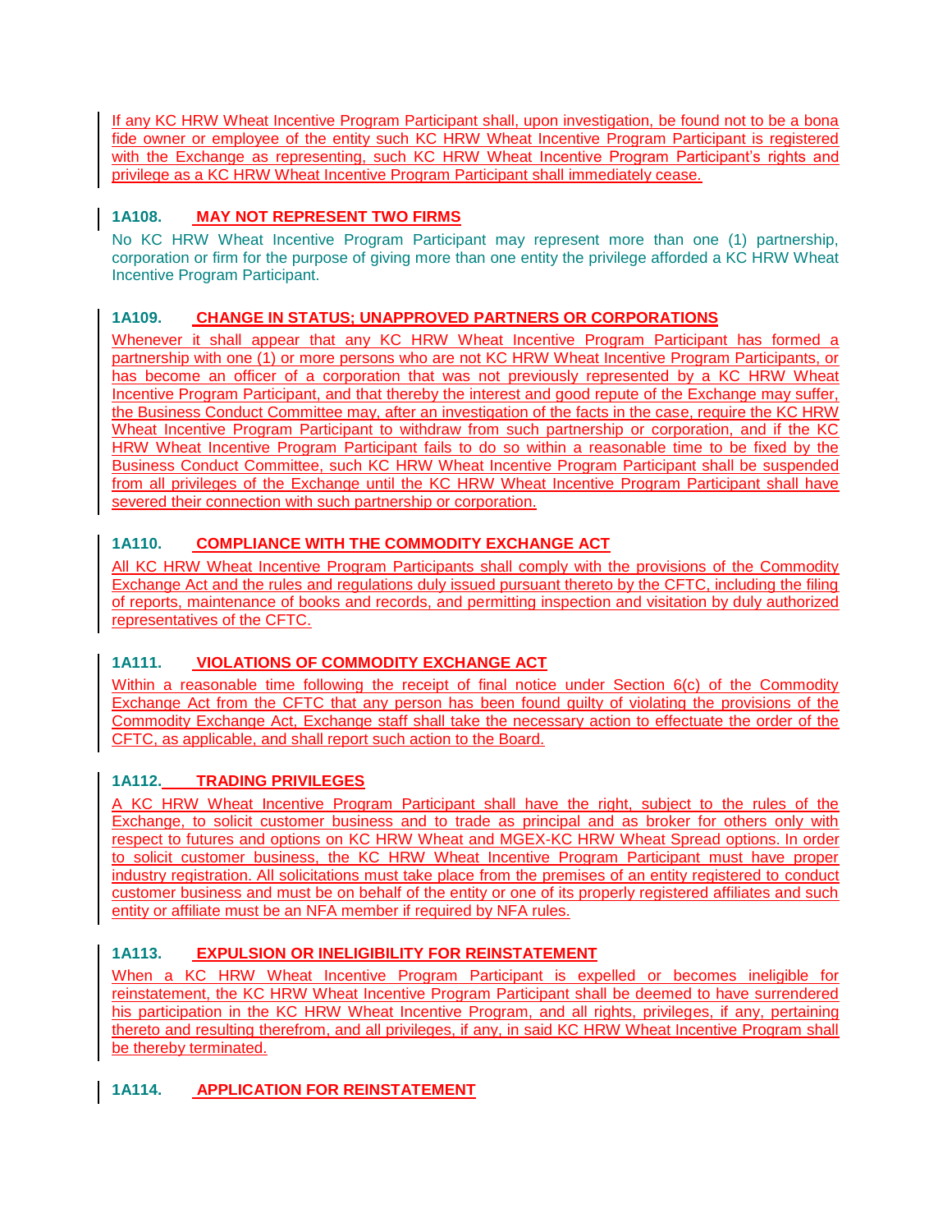If any KC HRW Wheat Incentive Program Participant shall, upon investigation, be found not to be a bona fide owner or employee of the entity such KC HRW Wheat Incentive Program Participant is registered with the Exchange as representing, such KC HRW Wheat Incentive Program Participant's rights and privilege as a KC HRW Wheat Incentive Program Participant shall immediately cease.

### 1A108. MAY NOT REPRESENT TWO FIRMS

No KC HRW Wheat Incentive Program Participant may represent more than one (1) partnership, corporation or firm for the purpose of giving more than one entity the privilege afforded a KC HRW Wheat Incentive Program Participant.

### 1A109. CHANGE IN STATUS; UNAPPROVED PARTNERS OR CORPORATIONS

Whenever it shall appear that any KC HRW Wheat Incentive Program Participant has formed a partnership with one (1) or more persons who are not KC HRW Wheat Incentive Program Participants, or has become an officer of a corporation that was not previously represented by a KC HRW Wheat Incentive Program Participant, and that thereby the interest and good repute of the Exchange may suffer, the Business Conduct Committee may, after an investigation of the facts in the case, require the KC HRW Wheat Incentive Program Participant to withdraw from such partnership or corporation, and if the KC HRW Wheat Incentive Program Participant fails to do so within a reasonable time to be fixed by the Business Conduct Committee, such KC HRW Wheat Incentive Program Participant shall be suspended from all privileges of the Exchange until the KC HRW Wheat Incentive Program Participant shall have severed their connection with such partnership or corporation.

### 1A110. COMPLIANCE WITH THE COMMODITY EXCHANGE ACT

All KC HRW Wheat Incentive Program Participants shall comply with the provisions of the Commodity Exchange Act and the rules and regulations duly issued pursuant thereto by the CFTC, including the filing of reports, maintenance of books and records, and permitting inspection and visitation by duly authorized representatives of the CFTC.

### 1A111. VIOLATIONS OF COMMODITY EXCHANGE ACT

Within a reasonable time following the receipt of final notice under Section 6(c) of the Commodity Exchange Act from the CFTC that any person has been found guilty of violating the provisions of the Commodity Exchange Act, Exchange staff shall take the necessary action to effectuate the order of the CFTC, as applicable, and shall report such action to the Board.

### 1A112. TRADING PRIVILEGES

A KC HRW Wheat Incentive Program Participant shall have the right, subject to the rules of the Exchange, to solicit customer business and to trade as principal and as broker for others only with respect to futures and options on KC HRW Wheat and MGEX-KC HRW Wheat Spread options. In order to solicit customer business, the KC HRW Wheat Incentive Program Participant must have proper industry registration. All solicitations must take place from the premises of an entity registered to conduct customer business and must be on behalf of the entity or one of its properly registered affiliates and such entity or affiliate must be an NFA member if required by NFA rules.

### 1A113. EXPULSION OR INELIGIBILITY FOR REINSTATEMENT

When a KC HRW Wheat Incentive Program Participant is expelled or becomes ineligible for reinstatement, the KC HRW Wheat Incentive Program Participant shall be deemed to have surrendered his participation in the KC HRW Wheat Incentive Program, and all rights, privileges, if any, pertaining thereto and resulting therefrom, and all privileges, if any, in said KC HRW Wheat Incentive Program shall be thereby terminated.

### 1A114. APPLICATION FOR REINSTATEMENT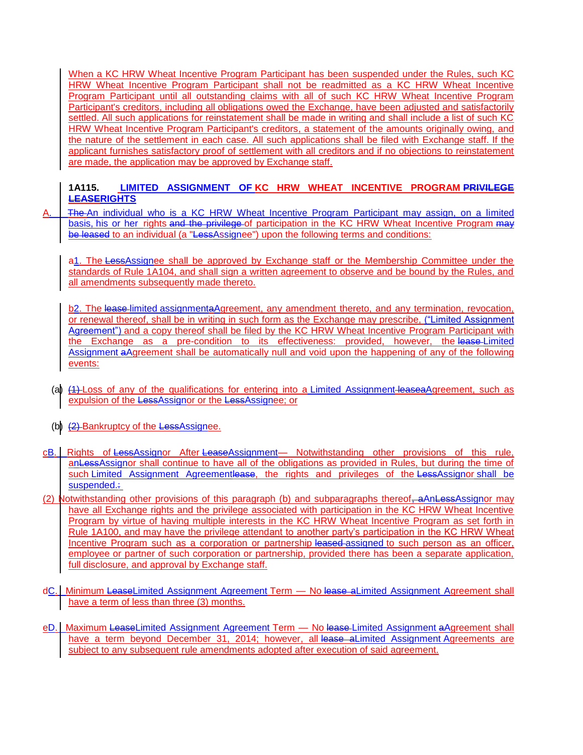When a KC HRW Wheat Incentive Program Participant has been suspended under the Rules, such KC HRW Wheat Incentive Program Participant shall not be readmitted as a KC HRW Wheat Incentive Program Participant until all outstanding claims with all of such KC HRW Wheat Incentive Program Participant's creditors, including all obligations owed the Exchange, have been adjusted and satisfactorily settled. All such applications for reinstatement shall be made in writing and shall include a list of such KC HRW Wheat Incentive Program Participant's creditors, a statement of the amounts originally owing, and the nature of the settlement in each case. All such applications shall be filed with Exchange staff. If the applicant furnishes satisfactory proof of settlement with all creditors and if no objections to reinstatement are made, the application may be approved by Exchange staff.

**1A115. LIMITED ASSIGNMENT OF KC HRW WHEAT INCENTIVE PROGRAM ~~PRIVILEGE LEASE~~RIGHTS**

A. ~~The~~ An individual who is a KC HRW Wheat Incentive Program Participant may assign, on a limited basis, his or her rights ~~and the privilege~~ of participation in the KC HRW Wheat Incentive Program ~~may be leased~~ to an individual (a "~~Less~~Assignee") upon the following terms and conditions:

~~a~~1. The ~~Less~~Assignee shall be approved by Exchange staff or the Membership Committee under the standards of Rule 1A104, and shall sign a written agreement to observe and be bound by the Rules, and all amendments subsequently made thereto.

~~b~~2. The ~~lease~~ limited assignment ~~a~~Agreement, any amendment thereto, and any termination, revocation, or renewal thereof, shall be in writing in such form as the Exchange may prescribe, ("Limited Assignment Agreement") and a copy thereof shall be filed by the KC HRW Wheat Incentive Program Participant with the Exchange as a pre-condition to its effectiveness: provided, however, the ~~lease~~ Limited Assignment ~~a~~Agreement shall be automatically null and void upon the happening of any of the following events:

(a) ~~(1)~~ Loss of any of the qualifications for entering into a Limited Assignment ~~lease a~~Agreement, such as expulsion of the ~~Less~~Assignor or the ~~Less~~Assignee; or

(b) ~~(2)~~ Bankruptcy of the ~~Less~~Assignee.

~~c~~B. Rights of ~~Less~~Assignor After ~~Lease~~Assignment— Notwithstanding other provisions of this rule, an ~~Less~~Assignor shall continue to have all of the obligations as provided in Rules, but during the time of such Limited Assignment Agreement ~~lease~~, the rights and privileges of the ~~Less~~Assignor shall be suspended. ~~:~~

(2) Notwithstanding other provisions of this paragraph (b) and subparagraphs thereof~~, a~~ An ~~Less~~Assignor may have all Exchange rights and the privilege associated with participation in the KC HRW Wheat Incentive Program by virtue of having multiple interests in the KC HRW Wheat Incentive Program as set forth in Rule 1A100, and may have the privilege attendant to another party's participation in the KC HRW Wheat Incentive Program such as a corporation or partnership ~~leased~~ assigned to such person as an officer, employee or partner of such corporation or partnership, provided there has been a separate application, full disclosure, and approval by Exchange staff.

~~d~~C. Minimum ~~Lease~~Limited Assignment Agreement Term — No ~~lease a~~Limited Assignment Agreement shall have a term of less than three (3) months.

~~e~~D. Maximum ~~Lease~~Limited Assignment Agreement Term — No ~~lease~~ Limited Assignment ~~a~~Agreement shall have a term beyond December 31, 2014; however, all ~~lease a~~Limited Assignment Agreements are subject to any subsequent rule amendments adopted after execution of said agreement.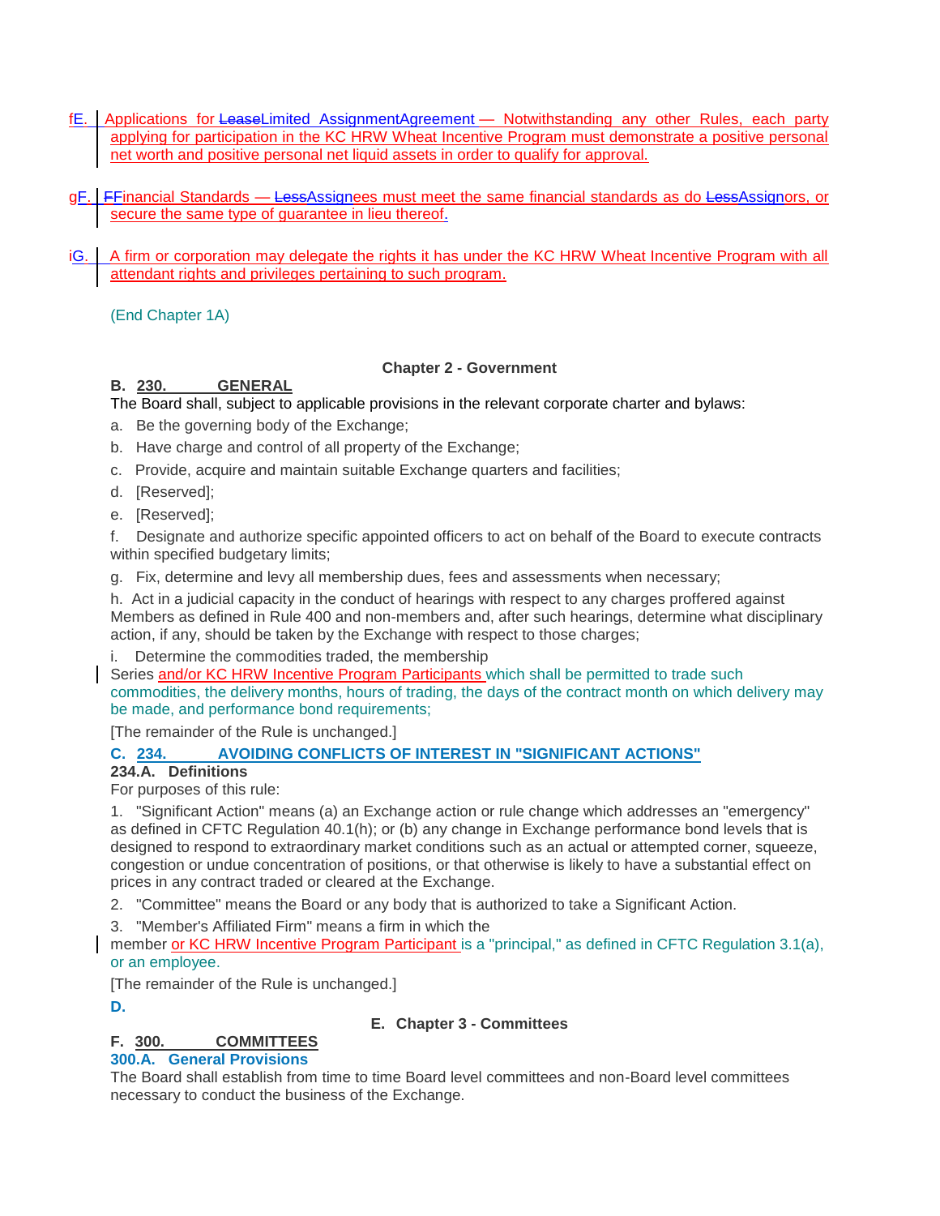fE. Applications for ~~Lease~~Limited AssignmentAgreement — Notwithstanding any other Rules, each party applying for participation in the KC HRW Wheat Incentive Program must demonstrate a positive personal net worth and positive personal net liquid assets in order to qualify for approval.

gF. ~~F~~Financial Standards — ~~Less~~Assignees must meet the same financial standards as do ~~Less~~Assignors, or secure the same type of guarantee in lieu thereof.

iG. A firm or corporation may delegate the rights it has under the KC HRW Wheat Incentive Program with all attendant rights and privileges pertaining to such program.

(End Chapter 1A)

## Chapter 2 - Government

**B. 230. GENERAL**

The Board shall, subject to applicable provisions in the relevant corporate charter and bylaws:

a. Be the governing body of the Exchange;

b. Have charge and control of all property of the Exchange;

c. Provide, acquire and maintain suitable Exchange quarters and facilities;

d. [Reserved];

e. [Reserved];

f. Designate and authorize specific appointed officers to act on behalf of the Board to execute contracts within specified budgetary limits;

g. Fix, determine and levy all membership dues, fees and assessments when necessary;

h. Act in a judicial capacity in the conduct of hearings with respect to any charges proffered against Members as defined in Rule 400 and non-members and, after such hearings, determine what disciplinary action, if any, should be taken by the Exchange with respect to those charges;

i. Determine the commodities traded, the membership Series and/or KC HRW Incentive Program Participants which shall be permitted to trade such commodities, the delivery months, hours of trading, the days of the contract month on which delivery may be made, and performance bond requirements;

[The remainder of the Rule is unchanged.]

**C. 234. AVOIDING CONFLICTS OF INTEREST IN "SIGNIFICANT ACTIONS"**

**234.A. Definitions**

For purposes of this rule:

1. "Significant Action" means (a) an Exchange action or rule change which addresses an "emergency" as defined in CFTC Regulation 40.1(h); or (b) any change in Exchange performance bond levels that is designed to respond to extraordinary market conditions such as an actual or attempted corner, squeeze, congestion or undue concentration of positions, or that otherwise is likely to have a substantial effect on prices in any contract traded or cleared at the Exchange.

2. "Committee" means the Board or any body that is authorized to take a Significant Action.

3. "Member's Affiliated Firm" means a firm in which the member or KC HRW Incentive Program Participant is a "principal," as defined in CFTC Regulation 3.1(a), or an employee.

[The remainder of the Rule is unchanged.]

**D.**

## E. Chapter 3 - Committees

**F. 300. COMMITTEES**

**300.A. General Provisions**

The Board shall establish from time to time Board level committees and non-Board level committees necessary to conduct the business of the Exchange.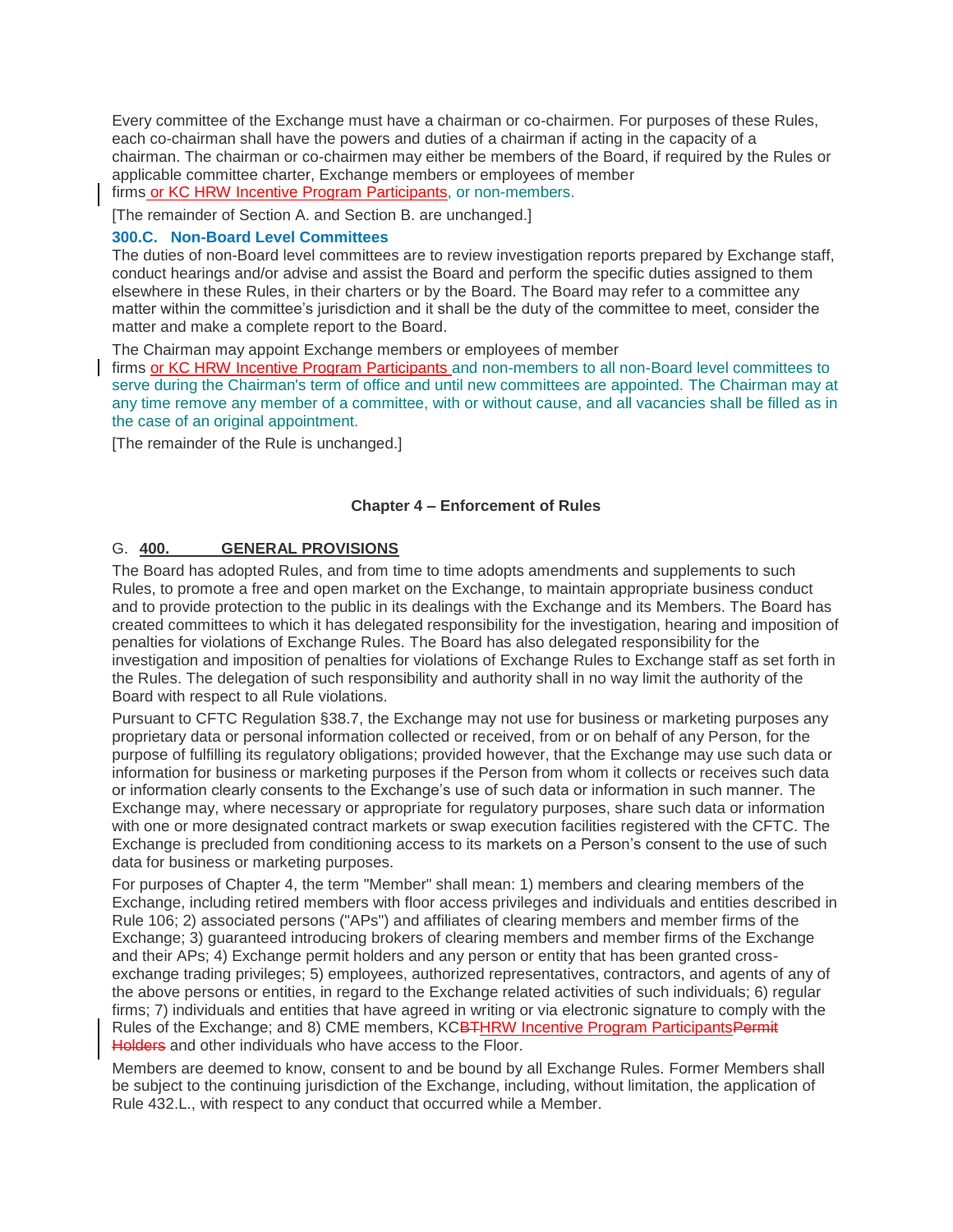Every committee of the Exchange must have a chairman or co-chairmen. For purposes of these Rules, each co-chairman shall have the powers and duties of a chairman if acting in the capacity of a chairman. The chairman or co-chairmen may either be members of the Board, if required by the Rules or applicable committee charter, Exchange members or employees of member firms or KC HRW Incentive Program Participants, or non-members.

[The remainder of Section A. and Section B. are unchanged.]

### 300.C. Non-Board Level Committees

The duties of non-Board level committees are to review investigation reports prepared by Exchange staff, conduct hearings and/or advise and assist the Board and perform the specific duties assigned to them elsewhere in these Rules, in their charters or by the Board. The Board may refer to a committee any matter within the committee's jurisdiction and it shall be the duty of the committee to meet, consider the matter and make a complete report to the Board.

The Chairman may appoint Exchange members or employees of member firms or KC HRW Incentive Program Participants and non-members to all non-Board level committees to serve during the Chairman's term of office and until new committees are appointed. The Chairman may at any time remove any member of a committee, with or without cause, and all vacancies shall be filled as in the case of an original appointment.

[The remainder of the Rule is unchanged.]

## Chapter 4 – Enforcement of Rules

### G. **400. GENERAL PROVISIONS**

The Board has adopted Rules, and from time to time adopts amendments and supplements to such Rules, to promote a free and open market on the Exchange, to maintain appropriate business conduct and to provide protection to the public in its dealings with the Exchange and its Members. The Board has created committees to which it has delegated responsibility for the investigation, hearing and imposition of penalties for violations of Exchange Rules. The Board has also delegated responsibility for the investigation and imposition of penalties for violations of Exchange Rules to Exchange staff as set forth in the Rules. The delegation of such responsibility and authority shall in no way limit the authority of the Board with respect to all Rule violations.

Pursuant to CFTC Regulation §38.7, the Exchange may not use for business or marketing purposes any proprietary data or personal information collected or received, from or on behalf of any Person, for the purpose of fulfilling its regulatory obligations; provided however, that the Exchange may use such data or information for business or marketing purposes if the Person from whom it collects or receives such data or information clearly consents to the Exchange's use of such data or information in such manner. The Exchange may, where necessary or appropriate for regulatory purposes, share such data or information with one or more designated contract markets or swap execution facilities registered with the CFTC. The Exchange is precluded from conditioning access to its markets on a Person's consent to the use of such data for business or marketing purposes.

For purposes of Chapter 4, the term "Member" shall mean: 1) members and clearing members of the Exchange, including retired members with floor access privileges and individuals and entities described in Rule 106; 2) associated persons ("APs") and affiliates of clearing members and member firms of the Exchange; 3) guaranteed introducing brokers of clearing members and member firms of the Exchange and their APs; 4) Exchange permit holders and any person or entity that has been granted cross-exchange trading privileges; 5) employees, authorized representatives, contractors, and agents of any of the above persons or entities, in regard to the Exchange related activities of such individuals; 6) regular firms; 7) individuals and entities that have agreed in writing or via electronic signature to comply with the Rules of the Exchange; and 8) CME members, KC~~BT~~HRW Incentive Program Participants~~Permit Holders~~ and other individuals who have access to the Floor.

Members are deemed to know, consent to and be bound by all Exchange Rules. Former Members shall be subject to the continuing jurisdiction of the Exchange, including, without limitation, the application of Rule 432.L., with respect to any conduct that occurred while a Member.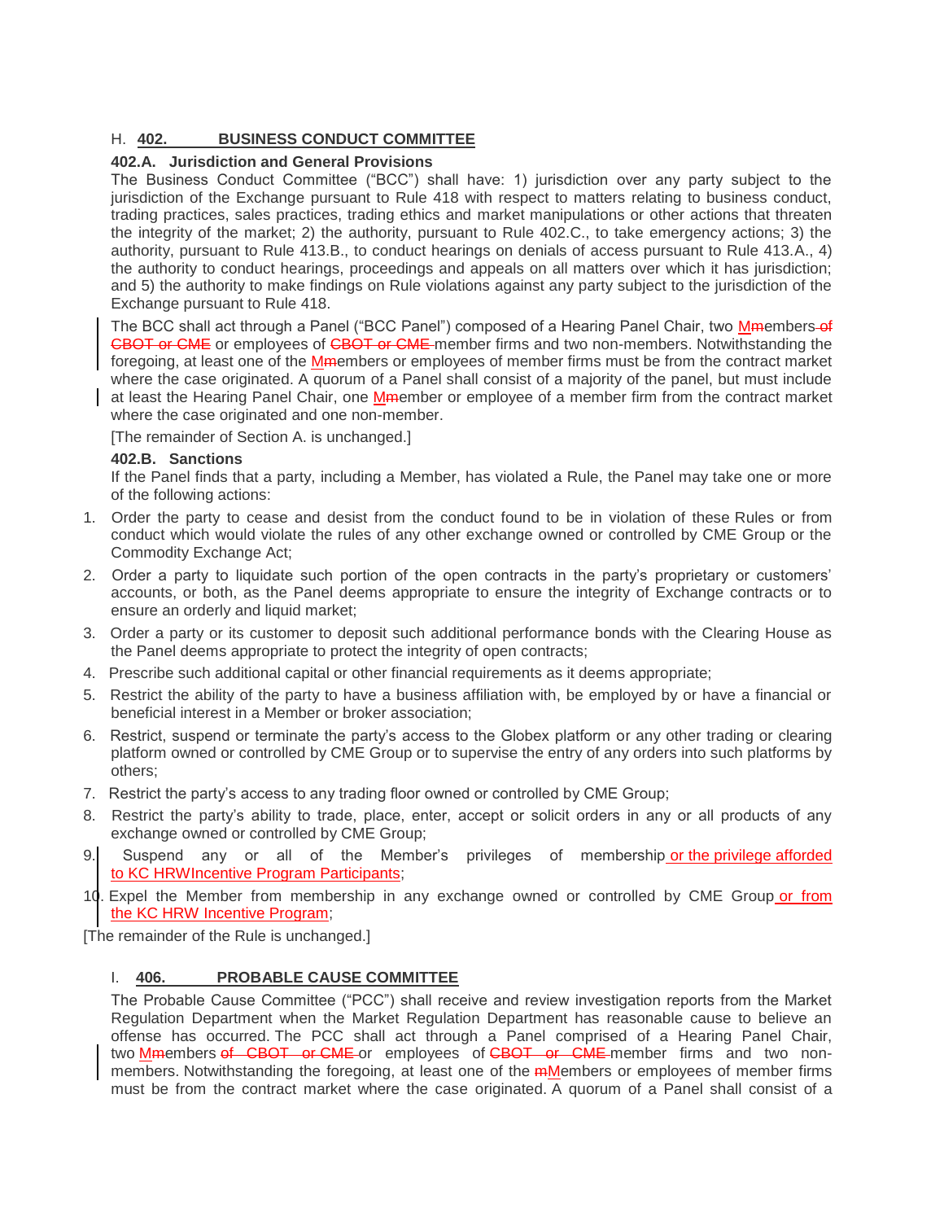H. **402. BUSINESS CONDUCT COMMITTEE**

**402.A. Jurisdiction and General Provisions**

The Business Conduct Committee ("BCC") shall have: 1) jurisdiction over any party subject to the jurisdiction of the Exchange pursuant to Rule 418 with respect to matters relating to business conduct, trading practices, sales practices, trading ethics and market manipulations or other actions that threaten the integrity of the market; 2) the authority, pursuant to Rule 402.C., to take emergency actions; 3) the authority, pursuant to Rule 413.B., to conduct hearings on denials of access pursuant to Rule 413.A., 4) the authority to conduct hearings, proceedings and appeals on all matters over which it has jurisdiction; and 5) the authority to make findings on Rule violations against any party subject to the jurisdiction of the Exchange pursuant to Rule 418.

The BCC shall act through a Panel ("BCC Panel") composed of a Hearing Panel Chair, two M~~m~~embers ~~of CBOT or CME~~ or employees of ~~CBOT or CME~~ member firms and two non-members. Notwithstanding the foregoing, at least one of the M~~m~~embers or employees of member firms must be from the contract market where the case originated. A quorum of a Panel shall consist of a majority of the panel, but must include at least the Hearing Panel Chair, one M~~m~~ember or employee of a member firm from the contract market where the case originated and one non-member.

[The remainder of Section A. is unchanged.]

**402.B. Sanctions**

If the Panel finds that a party, including a Member, has violated a Rule, the Panel may take one or more of the following actions:

1. Order the party to cease and desist from the conduct found to be in violation of these Rules or from conduct which would violate the rules of any other exchange owned or controlled by CME Group or the Commodity Exchange Act;
2. Order a party to liquidate such portion of the open contracts in the party's proprietary or customers' accounts, or both, as the Panel deems appropriate to ensure the integrity of Exchange contracts or to ensure an orderly and liquid market;
3. Order a party or its customer to deposit such additional performance bonds with the Clearing House as the Panel deems appropriate to protect the integrity of open contracts;
4. Prescribe such additional capital or other financial requirements as it deems appropriate;
5. Restrict the ability of the party to have a business affiliation with, be employed by or have a financial or beneficial interest in a Member or broker association;
6. Restrict, suspend or terminate the party's access to the Globex platform or any other trading or clearing platform owned or controlled by CME Group or to supervise the entry of any orders into such platforms by others;
7. Restrict the party's access to any trading floor owned or controlled by CME Group;
8. Restrict the party's ability to trade, place, enter, accept or solicit orders in any or all products of any exchange owned or controlled by CME Group;
9. Suspend any or all of the Member's privileges of membership or the privilege afforded to KC HRWIncentive Program Participants;
10. Expel the Member from membership in any exchange owned or controlled by CME Group or from the KC HRW Incentive Program;

[The remainder of the Rule is unchanged.]

I. **406. PROBABLE CAUSE COMMITTEE**

The Probable Cause Committee ("PCC") shall receive and review investigation reports from the Market Regulation Department when the Market Regulation Department has reasonable cause to believe an offense has occurred. The PCC shall act through a Panel comprised of a Hearing Panel Chair, two M~~m~~embers ~~of CBOT or CME~~ or employees of ~~CBOT or CME~~ member firms and two non-members. Notwithstanding the foregoing, at least one of the ~~m~~Members or employees of member firms must be from the contract market where the case originated. A quorum of a Panel shall consist of a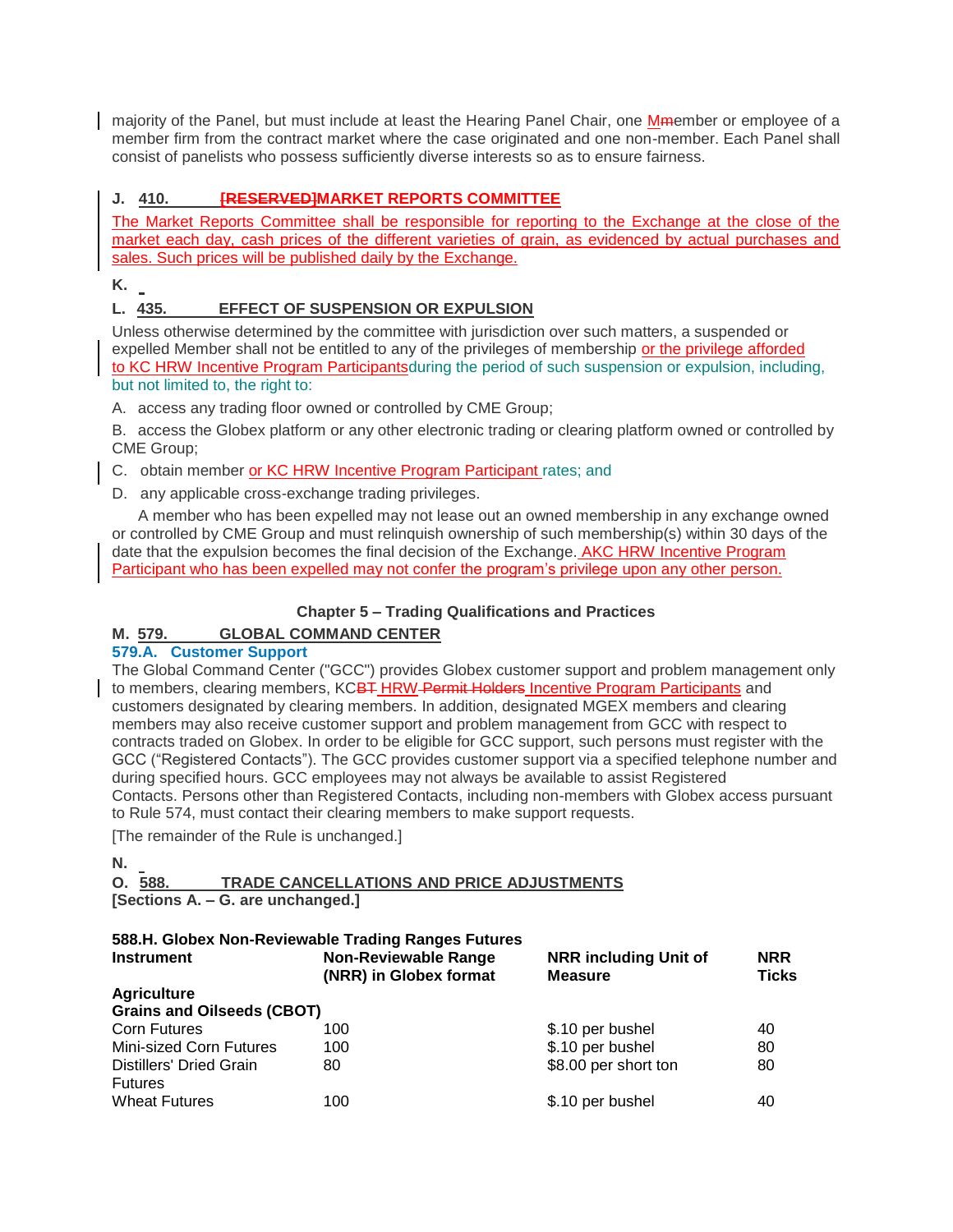majority of the Panel, but must include at least the Hearing Panel Chair, one Mmember or employee of a member firm from the contract market where the case originated and one non-member. Each Panel shall consist of panelists who possess sufficiently diverse interests so as to ensure fairness.

**J. 410. ~~[RESERVED]~~MARKET REPORTS COMMITTEE**

The Market Reports Committee shall be responsible for reporting to the Exchange at the close of the market each day, cash prices of the different varieties of grain, as evidenced by actual purchases and sales. Such prices will be published daily by the Exchange.

**K.**

**L. 435. EFFECT OF SUSPENSION OR EXPULSION**

Unless otherwise determined by the committee with jurisdiction over such matters, a suspended or expelled Member shall not be entitled to any of the privileges of membership or the privilege afforded to KC HRW Incentive Program Participantsduring the period of such suspension or expulsion, including, but not limited to, the right to:

A. access any trading floor owned or controlled by CME Group;

B. access the Globex platform or any other electronic trading or clearing platform owned or controlled by CME Group;

C. obtain member or KC HRW Incentive Program Participant rates; and

D. any applicable cross-exchange trading privileges.

A member who has been expelled may not lease out an owned membership in any exchange owned or controlled by CME Group and must relinquish ownership of such membership(s) within 30 days of the date that the expulsion becomes the final decision of the Exchange. AKC HRW Incentive Program Participant who has been expelled may not confer the program's privilege upon any other person.

**Chapter 5 – Trading Qualifications and Practices**

**M. 579. GLOBAL COMMAND CENTER**

**579.A. Customer Support**

The Global Command Center ("GCC") provides Globex customer support and problem management only to members, clearing members, KC~~BT~~ HRW ~~Permit Holders~~ Incentive Program Participants and customers designated by clearing members. In addition, designated MGEX members and clearing members may also receive customer support and problem management from GCC with respect to contracts traded on Globex. In order to be eligible for GCC support, such persons must register with the GCC ("Registered Contacts"). The GCC provides customer support via a specified telephone number and during specified hours. GCC employees may not always be available to assist Registered Contacts. Persons other than Registered Contacts, including non-members with Globex access pursuant to Rule 574, must contact their clearing members to make support requests.

[The remainder of the Rule is unchanged.]

**N.**

**O. 588. TRADE CANCELLATIONS AND PRICE ADJUSTMENTS**

**[Sections A. – G. are unchanged.]**

**588.H. Globex Non-Reviewable Trading Ranges Futures**

| Instrument | Non-Reviewable Range (NRR) in Globex format | NRR including Unit of Measure | NRR Ticks |
|---|---|---|---|
| **Agriculture** | | | |
| **Grains and Oilseeds (CBOT)** | | | |
| Corn Futures | 100 | $.10 per bushel | 40 |
| Mini-sized Corn Futures | 100 | $.10 per bushel | 80 |
| Distillers' Dried Grain Futures | 80 | $8.00 per short ton | 80 |
| Wheat Futures | 100 | $.10 per bushel | 40 |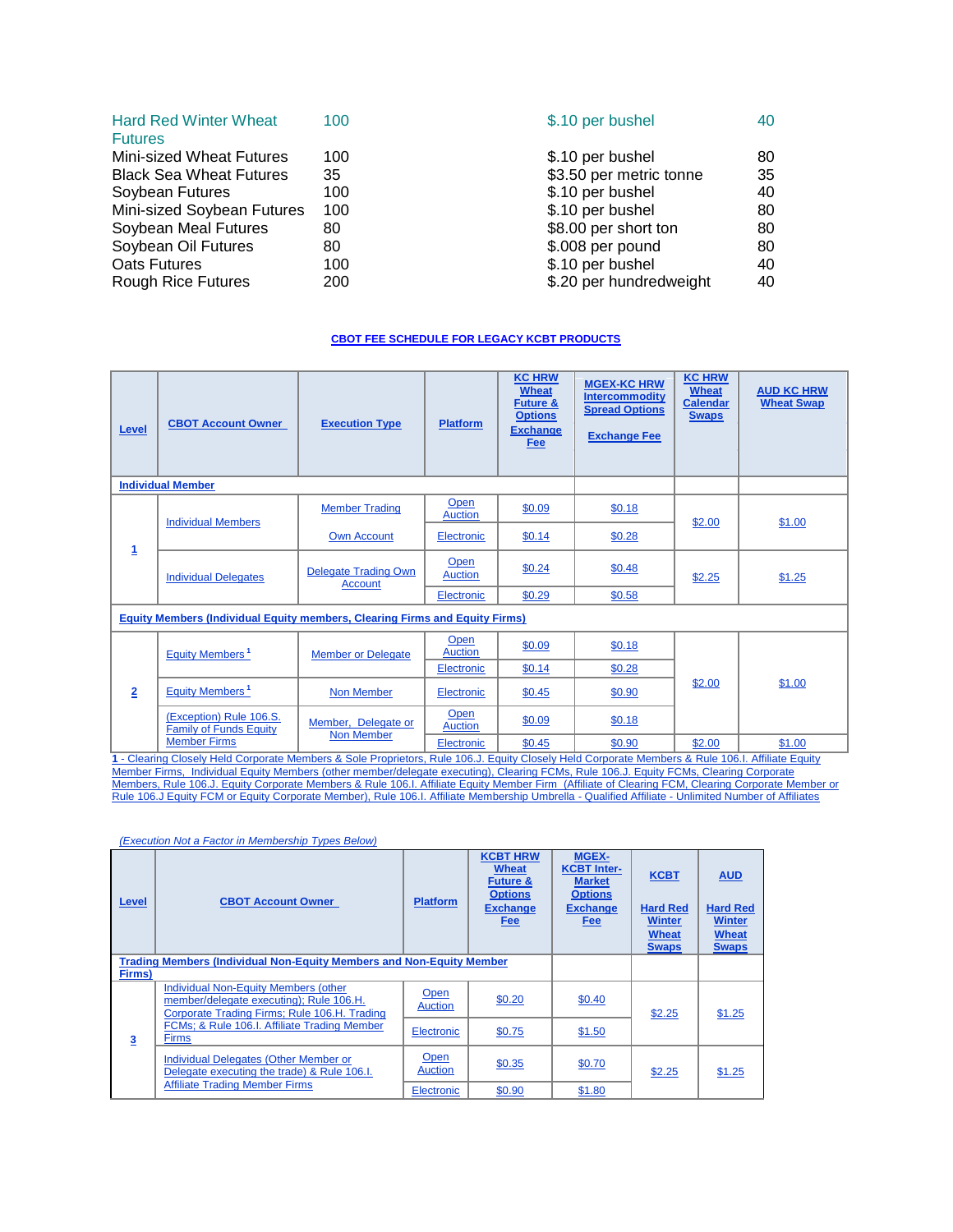| | | | |
|---|---|---|---|
| Hard Red Winter Wheat Futures | 100 | $.10 per bushel | 40 |
| Mini-sized Wheat Futures | 100 | $.10 per bushel | 80 |
| Black Sea Wheat Futures | 35 | $3.50 per metric tonne | 35 |
| Soybean Futures | 100 | $.10 per bushel | 40 |
| Mini-sized Soybean Futures | 100 | $.10 per bushel | 80 |
| Soybean Meal Futures | 80 | $8.00 per short ton | 80 |
| Soybean Oil Futures | 80 | $.008 per pound | 80 |
| Oats Futures | 100 | $.10 per bushel | 40 |
| Rough Rice Futures | 200 | $.20 per hundredweight | 40 |

**CBOT FEE SCHEDULE FOR LEGACY KCBT PRODUCTS**

| Level | CBOT Account Owner | Execution Type | Platform | KC HRW Wheat Future & Options Exchange Fee | MGEX-KC HRW Intercommodity Spread Options Exchange Fee | KC HRW Wheat Calendar Swaps | AUD KC HRW Wheat Swap |
|---|---|---|---|---|---|---|---|
| **Individual Member** | | | | | | | |
| 1 | Individual Members | Member Trading | Open Auction | $0.09 | $0.18 | $2.00 | $1.00 |
| | | Own Account | Electronic | $0.14 | $0.28 | | |
| | Individual Delegates | Delegate Trading Own Account | Open Auction | $0.24 | $0.48 | $2.25 | $1.25 |
| | | | Electronic | $0.29 | $0.58 | | |
| **Equity Members (Individual Equity members, Clearing Firms and Equity Firms)** | | | | | | | |
| 2 | Equity Members [1] | Member or Delegate | Open Auction | $0.09 | $0.18 | $2.00 | $1.00 |
| | | | Electronic | $0.14 | $0.28 | | |
| | Equity Members [1] | Non Member | Electronic | $0.45 | $0.90 | | |
| | (Exception) Rule 106.S. Family of Funds Equity Member Firms | Member, Delegate or Non Member | Open Auction | $0.09 | $0.18 | | |
| | | | Electronic | $0.45 | $0.90 | $2.00 | $1.00 |

1 - Clearing Closely Held Corporate Members & Sole Proprietors, Rule 106.J. Equity Closely Held Corporate Members & Rule 106.I. Affiliate Equity Member Firms, Individual Equity Members (other member/delegate executing), Clearing FCMs, Rule 106.J. Equity FCMs, Clearing Corporate Members, Rule 106.J. Equity Corporate Members & Rule 106.I. Affiliate Equity Member Firm (Affiliate of Clearing FCM, Clearing Corporate Member or Rule 106.J Equity FCM or Equity Corporate Member), Rule 106.I. Affiliate Membership Umbrella - Qualified Affiliate - Unlimited Number of Affiliates

*(Execution Not a Factor in Membership Types Below)*

| Level | CBOT Account Owner | Platform | KCBT HRW Wheat Future & Options Exchange Fee | MGEX-KCBT Inter-Market Options Exchange Fee | KCBT Hard Red Winter Wheat Swaps | AUD Hard Red Winter Wheat Swaps |
|---|---|---|---|---|---|---|
| **Trading Members (Individual Non-Equity Members and Non-Equity Member Firms)** | | | | | | |
| 3 | Individual Non-Equity Members (other member/delegate executing); Rule 106.H. Corporate Trading Firms; Rule 106.H. Trading FCMs; & Rule 106.I. Affiliate Trading Member Firms | Open Auction | $0.20 | $0.40 | $2.25 | $1.25 |
| | | Electronic | $0.75 | $1.50 | | |
| | Individual Delegates (Other Member or Delegate executing the trade) & Rule 106.I. Affiliate Trading Member Firms | Open Auction | $0.35 | $0.70 | $2.25 | $1.25 |
| | | Electronic | $0.90 | $1.80 | | |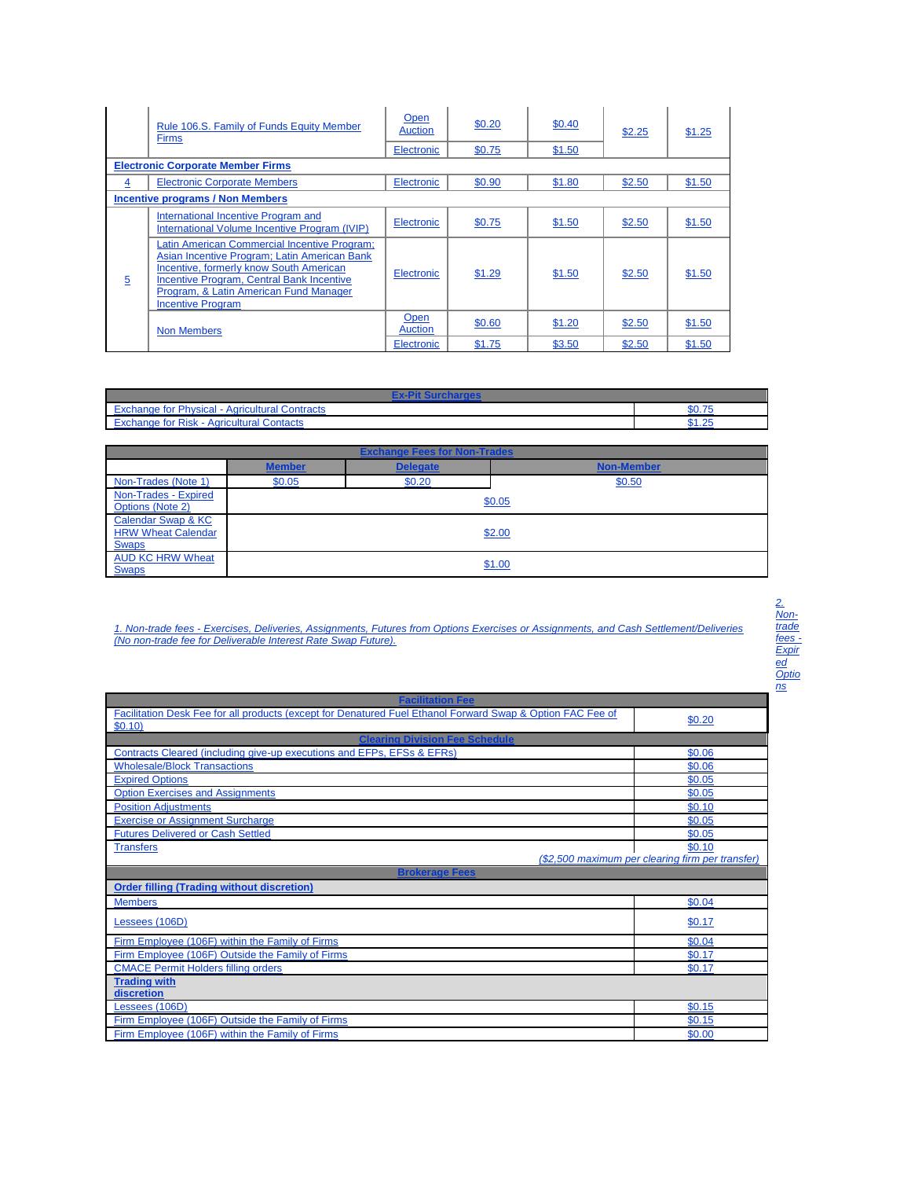| | | | | | | |
|---|---|---|---|---|---|---|
| | Rule 106.S. Family of Funds Equity Member Firms | Open Auction | $0.20 | $0.40 | $2.25 | $1.25 |
| | | Electronic | $0.75 | $1.50 | | |
| **Electronic Corporate Member Firms** | | | | | | |
| 4 | Electronic Corporate Members | Electronic | $0.90 | $1.80 | $2.50 | $1.50 |
| **Incentive programs / Non Members** | | | | | | |
| 5 | International Incentive Program and International Volume Incentive Program (IVIP) | Electronic | $0.75 | $1.50 | $2.50 | $1.50 |
| | Latin American Commercial Incentive Program; Asian Incentive Program; Latin American Bank Incentive, formerly know South American Incentive Program, Central Bank Incentive Program, & Latin American Fund Manager Incentive Program | Electronic | $1.29 | $1.50 | $2.50 | $1.50 |
| | Non Members | Open Auction | $0.60 | $1.20 | $2.50 | $1.50 |
| | | Electronic | $1.75 | $3.50 | $2.50 | $1.50 |

| Ex-Pit Surcharges | |
|---|---|
| Exchange for Physical - Agricultural Contracts | $0.75 |
| Exchange for Risk - Agricultural Contacts | $1.25 |

| Exchange Fees for Non-Trades | | | |
|---|---|---|---|
| | **Member** | **Delegate** | **Non-Member** |
| Non-Trades (Note 1) | $0.05 | $0.20 | $0.50 |
| Non-Trades - Expired Options (Note 2) | $0.05 | | |
| Calendar Swap & KC HRW Wheat Calendar Swaps | $2.00 | | |
| AUD KC HRW Wheat Swaps | $1.00 | | |

*1. Non-trade fees - Exercises, Deliveries, Assignments, Futures from Options Exercises or Assignments, and Cash Settlement/Deliveries (No non-trade fee for Deliverable Interest Rate Swap Future).*

*2. Non-trade fees - Expired Options*

| Facilitation Fee | |
|---|---|
| Facilitation Desk Fee for all products (except for Denatured Fuel Ethanol Forward Swap & Option FAC Fee of $0.10) | $0.20 |
| **Clearing Division Fee Schedule** | |
| Contracts Cleared (including give-up executions and EFPs, EFSs & EFRs) | $0.06 |
| Wholesale/Block Transactions | $0.06 |
| Expired Options | $0.05 |
| Option Exercises and Assignments | $0.05 |
| Position Adjustments | $0.10 |
| Exercise or Assignment Surcharge | $0.05 |
| Futures Delivered or Cash Settled | $0.05 |
| Transfers | $0.10 *($2,500 maximum per clearing firm per transfer)* |
| **Brokerage Fees** | |
| **Order filling (Trading without discretion)** | |
| Members | $0.04 |
| Lessees (106D) | $0.17 |
| Firm Employee (106F) within the Family of Firms | $0.04 |
| Firm Employee (106F) Outside the Family of Firms | $0.17 |
| CMACE Permit Holders filling orders | $0.17 |
| **Trading with discretion** | |
| Lessees (106D) | $0.15 |
| Firm Employee (106F) Outside the Family of Firms | $0.15 |
| Firm Employee (106F) within the Family of Firms | $0.00 |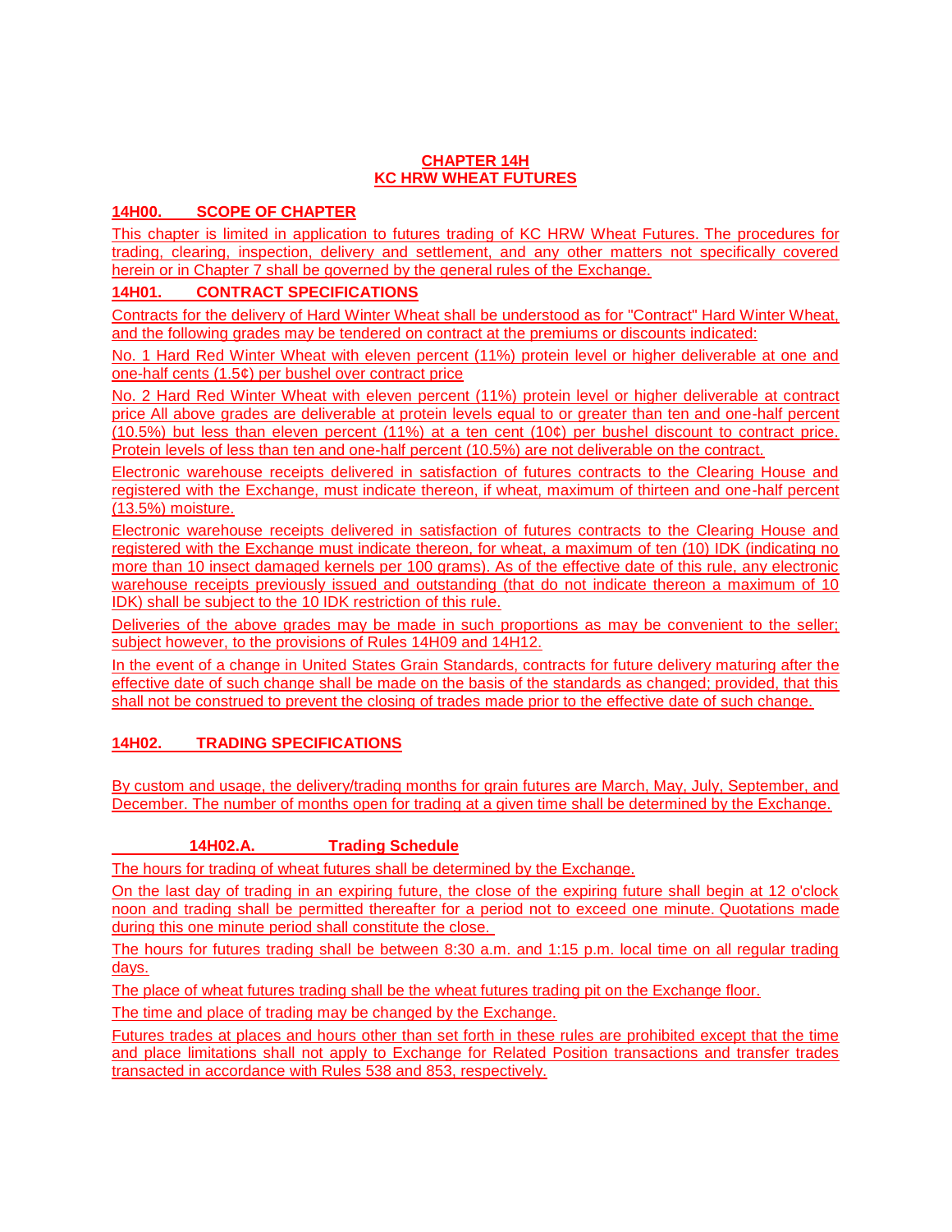# CHAPTER 14H
# KC HRW WHEAT FUTURES

## 14H00. SCOPE OF CHAPTER

This chapter is limited in application to futures trading of KC HRW Wheat Futures. The procedures for trading, clearing, inspection, delivery and settlement, and any other matters not specifically covered herein or in Chapter 7 shall be governed by the general rules of the Exchange.

## 14H01. CONTRACT SPECIFICATIONS

Contracts for the delivery of Hard Winter Wheat shall be understood as for "Contract" Hard Winter Wheat, and the following grades may be tendered on contract at the premiums or discounts indicated:

No. 1 Hard Red Winter Wheat with eleven percent (11%) protein level or higher deliverable at one and one-half cents (1.5¢) per bushel over contract price

No. 2 Hard Red Winter Wheat with eleven percent (11%) protein level or higher deliverable at contract price All above grades are deliverable at protein levels equal to or greater than ten and one-half percent (10.5%) but less than eleven percent (11%) at a ten cent (10¢) per bushel discount to contract price. Protein levels of less than ten and one-half percent (10.5%) are not deliverable on the contract.

Electronic warehouse receipts delivered in satisfaction of futures contracts to the Clearing House and registered with the Exchange, must indicate thereon, if wheat, maximum of thirteen and one-half percent (13.5%) moisture.

Electronic warehouse receipts delivered in satisfaction of futures contracts to the Clearing House and registered with the Exchange must indicate thereon, for wheat, a maximum of ten (10) IDK (indicating no more than 10 insect damaged kernels per 100 grams). As of the effective date of this rule, any electronic warehouse receipts previously issued and outstanding (that do not indicate thereon a maximum of 10 IDK) shall be subject to the 10 IDK restriction of this rule.

Deliveries of the above grades may be made in such proportions as may be convenient to the seller; subject however, to the provisions of Rules 14H09 and 14H12.

In the event of a change in United States Grain Standards, contracts for future delivery maturing after the effective date of such change shall be made on the basis of the standards as changed; provided, that this shall not be construed to prevent the closing of trades made prior to the effective date of such change.

## 14H02. TRADING SPECIFICATIONS

By custom and usage, the delivery/trading months for grain futures are March, May, July, September, and December. The number of months open for trading at a given time shall be determined by the Exchange.

### 14H02.A. Trading Schedule

The hours for trading of wheat futures shall be determined by the Exchange.

On the last day of trading in an expiring future, the close of the expiring future shall begin at 12 o'clock noon and trading shall be permitted thereafter for a period not to exceed one minute. Quotations made during this one minute period shall constitute the close.

The hours for futures trading shall be between 8:30 a.m. and 1:15 p.m. local time on all regular trading days.

The place of wheat futures trading shall be the wheat futures trading pit on the Exchange floor.

The time and place of trading may be changed by the Exchange.

Futures trades at places and hours other than set forth in these rules are prohibited except that the time and place limitations shall not apply to Exchange for Related Position transactions and transfer trades transacted in accordance with Rules 538 and 853, respectively.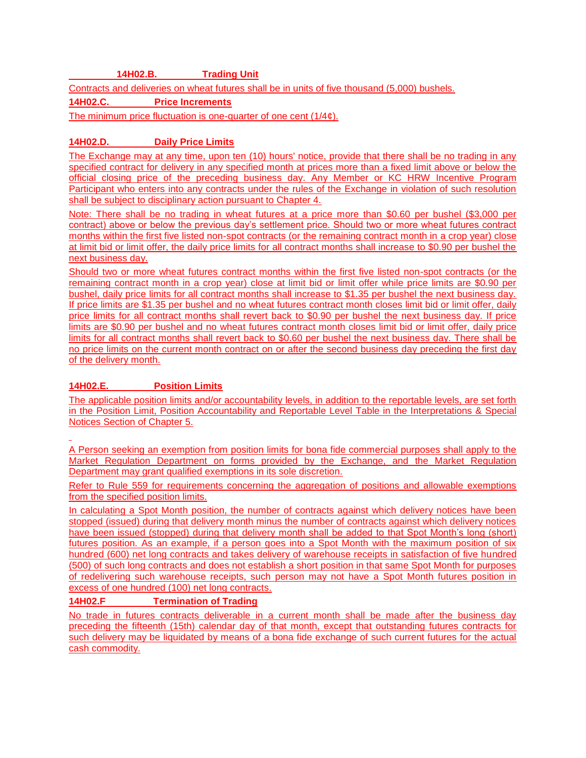### 14H02.B. Trading Unit

Contracts and deliveries on wheat futures shall be in units of five thousand (5,000) bushels.

### 14H02.C. Price Increments

The minimum price fluctuation is one-quarter of one cent (1/4¢).

### 14H02.D. Daily Price Limits

The Exchange may at any time, upon ten (10) hours' notice, provide that there shall be no trading in any specified contract for delivery in any specified month at prices more than a fixed limit above or below the official closing price of the preceding business day. Any Member or KC HRW Incentive Program Participant who enters into any contracts under the rules of the Exchange in violation of such resolution shall be subject to disciplinary action pursuant to Chapter 4.

Note: There shall be no trading in wheat futures at a price more than $0.60 per bushel ($3,000 per contract) above or below the previous day's settlement price. Should two or more wheat futures contract months within the first five listed non-spot contracts (or the remaining contract month in a crop year) close at limit bid or limit offer, the daily price limits for all contract months shall increase to $0.90 per bushel the next business day.

Should two or more wheat futures contract months within the first five listed non-spot contracts (or the remaining contract month in a crop year) close at limit bid or limit offer while price limits are $0.90 per bushel, daily price limits for all contract months shall increase to $1.35 per bushel the next business day. If price limits are $1.35 per bushel and no wheat futures contract month closes limit bid or limit offer, daily price limits for all contract months shall revert back to $0.90 per bushel the next business day. If price limits are $0.90 per bushel and no wheat futures contract month closes limit bid or limit offer, daily price limits for all contract months shall revert back to $0.60 per bushel the next business day. There shall be no price limits on the current month contract on or after the second business day preceding the first day of the delivery month.

### 14H02.E. Position Limits

The applicable position limits and/or accountability levels, in addition to the reportable levels, are set forth in the Position Limit, Position Accountability and Reportable Level Table in the Interpretations & Special Notices Section of Chapter 5.

A Person seeking an exemption from position limits for bona fide commercial purposes shall apply to the Market Regulation Department on forms provided by the Exchange, and the Market Regulation Department may grant qualified exemptions in its sole discretion.

Refer to Rule 559 for requirements concerning the aggregation of positions and allowable exemptions from the specified position limits.

In calculating a Spot Month position, the number of contracts against which delivery notices have been stopped (issued) during that delivery month minus the number of contracts against which delivery notices have been issued (stopped) during that delivery month shall be added to that Spot Month's long (short) futures position. As an example, if a person goes into a Spot Month with the maximum position of six hundred (600) net long contracts and takes delivery of warehouse receipts in satisfaction of five hundred (500) of such long contracts and does not establish a short position in that same Spot Month for purposes of redelivering such warehouse receipts, such person may not have a Spot Month futures position in excess of one hundred (100) net long contracts.

### 14H02.F Termination of Trading

No trade in futures contracts deliverable in a current month shall be made after the business day preceding the fifteenth (15th) calendar day of that month, except that outstanding futures contracts for such delivery may be liquidated by means of a bona fide exchange of such current futures for the actual cash commodity.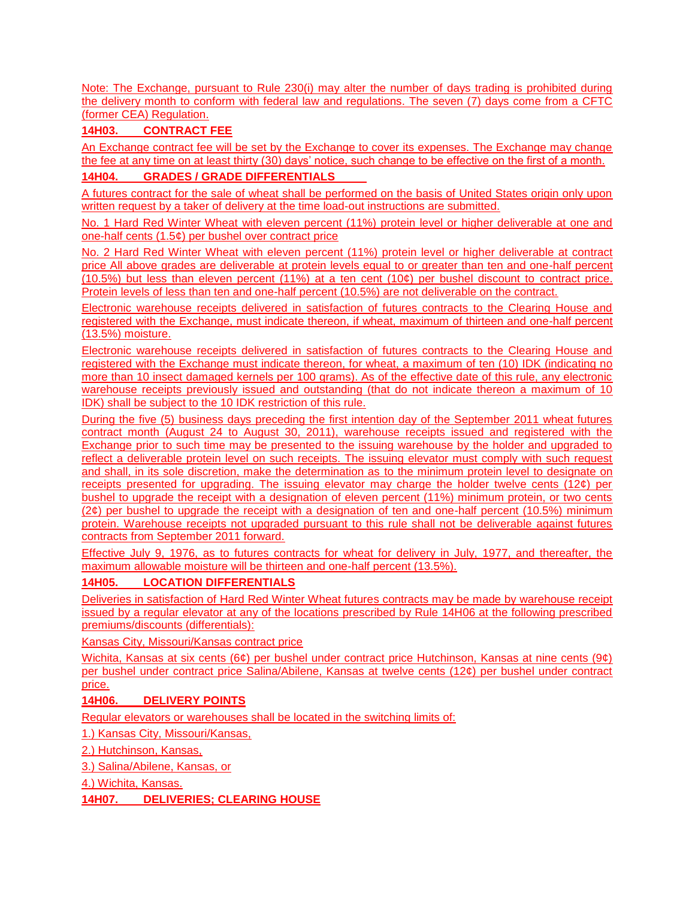Note: The Exchange, pursuant to Rule 230(i) may alter the number of days trading is prohibited during the delivery month to conform with federal law and regulations. The seven (7) days come from a CFTC (former CEA) Regulation.

**14H03. CONTRACT FEE**

An Exchange contract fee will be set by the Exchange to cover its expenses. The Exchange may change the fee at any time on at least thirty (30) days' notice, such change to be effective on the first of a month.

**14H04. GRADES / GRADE DIFFERENTIALS**

A futures contract for the sale of wheat shall be performed on the basis of United States origin only upon written request by a taker of delivery at the time load-out instructions are submitted.

No. 1 Hard Red Winter Wheat with eleven percent (11%) protein level or higher deliverable at one and one-half cents (1.5¢) per bushel over contract price

No. 2 Hard Red Winter Wheat with eleven percent (11%) protein level or higher deliverable at contract price All above grades are deliverable at protein levels equal to or greater than ten and one-half percent (10.5%) but less than eleven percent (11%) at a ten cent (10¢) per bushel discount to contract price. Protein levels of less than ten and one-half percent (10.5%) are not deliverable on the contract.

Electronic warehouse receipts delivered in satisfaction of futures contracts to the Clearing House and registered with the Exchange, must indicate thereon, if wheat, maximum of thirteen and one-half percent (13.5%) moisture.

Electronic warehouse receipts delivered in satisfaction of futures contracts to the Clearing House and registered with the Exchange must indicate thereon, for wheat, a maximum of ten (10) IDK (indicating no more than 10 insect damaged kernels per 100 grams). As of the effective date of this rule, any electronic warehouse receipts previously issued and outstanding (that do not indicate thereon a maximum of 10 IDK) shall be subject to the 10 IDK restriction of this rule.

During the five (5) business days preceding the first intention day of the September 2011 wheat futures contract month (August 24 to August 30, 2011), warehouse receipts issued and registered with the Exchange prior to such time may be presented to the issuing warehouse by the holder and upgraded to reflect a deliverable protein level on such receipts. The issuing elevator must comply with such request and shall, in its sole discretion, make the determination as to the minimum protein level to designate on receipts presented for upgrading. The issuing elevator may charge the holder twelve cents (12¢) per bushel to upgrade the receipt with a designation of eleven percent (11%) minimum protein, or two cents (2¢) per bushel to upgrade the receipt with a designation of ten and one-half percent (10.5%) minimum protein. Warehouse receipts not upgraded pursuant to this rule shall not be deliverable against futures contracts from September 2011 forward.

Effective July 9, 1976, as to futures contracts for wheat for delivery in July, 1977, and thereafter, the maximum allowable moisture will be thirteen and one-half percent (13.5%).

**14H05. LOCATION DIFFERENTIALS**

Deliveries in satisfaction of Hard Red Winter Wheat futures contracts may be made by warehouse receipt issued by a regular elevator at any of the locations prescribed by Rule 14H06 at the following prescribed premiums/discounts (differentials):

Kansas City, Missouri/Kansas contract price

Wichita, Kansas at six cents (6¢) per bushel under contract price Hutchinson, Kansas at nine cents (9¢) per bushel under contract price Salina/Abilene, Kansas at twelve cents (12¢) per bushel under contract price.

**14H06. DELIVERY POINTS**

Regular elevators or warehouses shall be located in the switching limits of:

1.) Kansas City, Missouri/Kansas,

2.) Hutchinson, Kansas,

3.) Salina/Abilene, Kansas, or

4.) Wichita, Kansas.

**14H07. DELIVERIES; CLEARING HOUSE**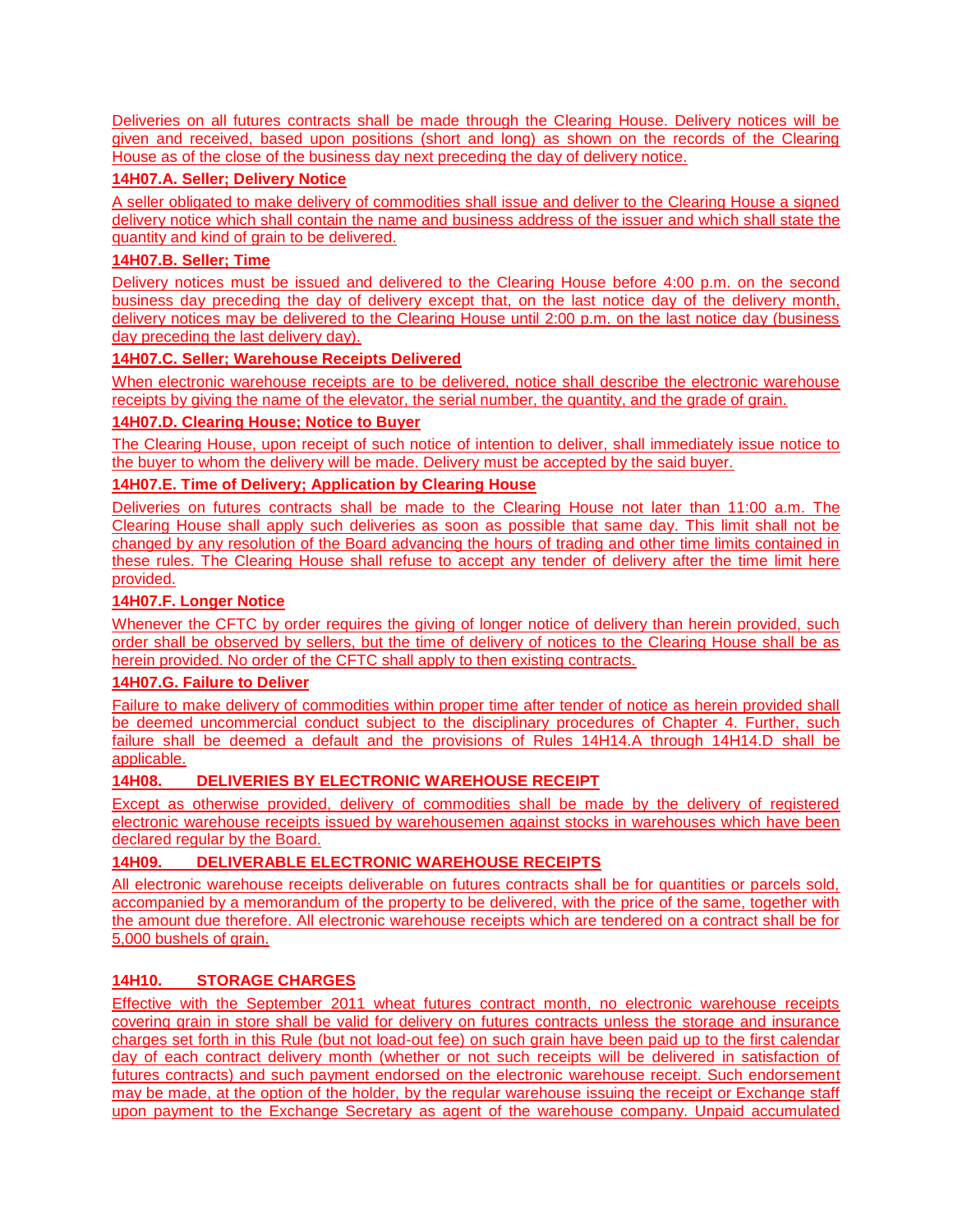Deliveries on all futures contracts shall be made through the Clearing House. Delivery notices will be given and received, based upon positions (short and long) as shown on the records of the Clearing House as of the close of the business day next preceding the day of delivery notice.

**14H07.A. Seller; Delivery Notice**

A seller obligated to make delivery of commodities shall issue and deliver to the Clearing House a signed delivery notice which shall contain the name and business address of the issuer and which shall state the quantity and kind of grain to be delivered.

**14H07.B. Seller; Time**

Delivery notices must be issued and delivered to the Clearing House before 4:00 p.m. on the second business day preceding the day of delivery except that, on the last notice day of the delivery month, delivery notices may be delivered to the Clearing House until 2:00 p.m. on the last notice day (business day preceding the last delivery day).

**14H07.C. Seller; Warehouse Receipts Delivered**

When electronic warehouse receipts are to be delivered, notice shall describe the electronic warehouse receipts by giving the name of the elevator, the serial number, the quantity, and the grade of grain.

**14H07.D. Clearing House; Notice to Buyer**

The Clearing House, upon receipt of such notice of intention to deliver, shall immediately issue notice to the buyer to whom the delivery will be made. Delivery must be accepted by the said buyer.

**14H07.E. Time of Delivery; Application by Clearing House**

Deliveries on futures contracts shall be made to the Clearing House not later than 11:00 a.m. The Clearing House shall apply such deliveries as soon as possible that same day. This limit shall not be changed by any resolution of the Board advancing the hours of trading and other time limits contained in these rules. The Clearing House shall refuse to accept any tender of delivery after the time limit here provided.

**14H07.F. Longer Notice**

Whenever the CFTC by order requires the giving of longer notice of delivery than herein provided, such order shall be observed by sellers, but the time of delivery of notices to the Clearing House shall be as herein provided. No order of the CFTC shall apply to then existing contracts.

**14H07.G. Failure to Deliver**

Failure to make delivery of commodities within proper time after tender of notice as herein provided shall be deemed uncommercial conduct subject to the disciplinary procedures of Chapter 4. Further, such failure shall be deemed a default and the provisions of Rules 14H14.A through 14H14.D shall be applicable.

**14H08. DELIVERIES BY ELECTRONIC WAREHOUSE RECEIPT**

Except as otherwise provided, delivery of commodities shall be made by the delivery of registered electronic warehouse receipts issued by warehousemen against stocks in warehouses which have been declared regular by the Board.

**14H09. DELIVERABLE ELECTRONIC WAREHOUSE RECEIPTS**

All electronic warehouse receipts deliverable on futures contracts shall be for quantities or parcels sold, accompanied by a memorandum of the property to be delivered, with the price of the same, together with the amount due therefore. All electronic warehouse receipts which are tendered on a contract shall be for 5,000 bushels of grain.

**14H10. STORAGE CHARGES**

Effective with the September 2011 wheat futures contract month, no electronic warehouse receipts covering grain in store shall be valid for delivery on futures contracts unless the storage and insurance charges set forth in this Rule (but not load-out fee) on such grain have been paid up to the first calendar day of each contract delivery month (whether or not such receipts will be delivered in satisfaction of futures contracts) and such payment endorsed on the electronic warehouse receipt. Such endorsement may be made, at the option of the holder, by the regular warehouse issuing the receipt or Exchange staff upon payment to the Exchange Secretary as agent of the warehouse company. Unpaid accumulated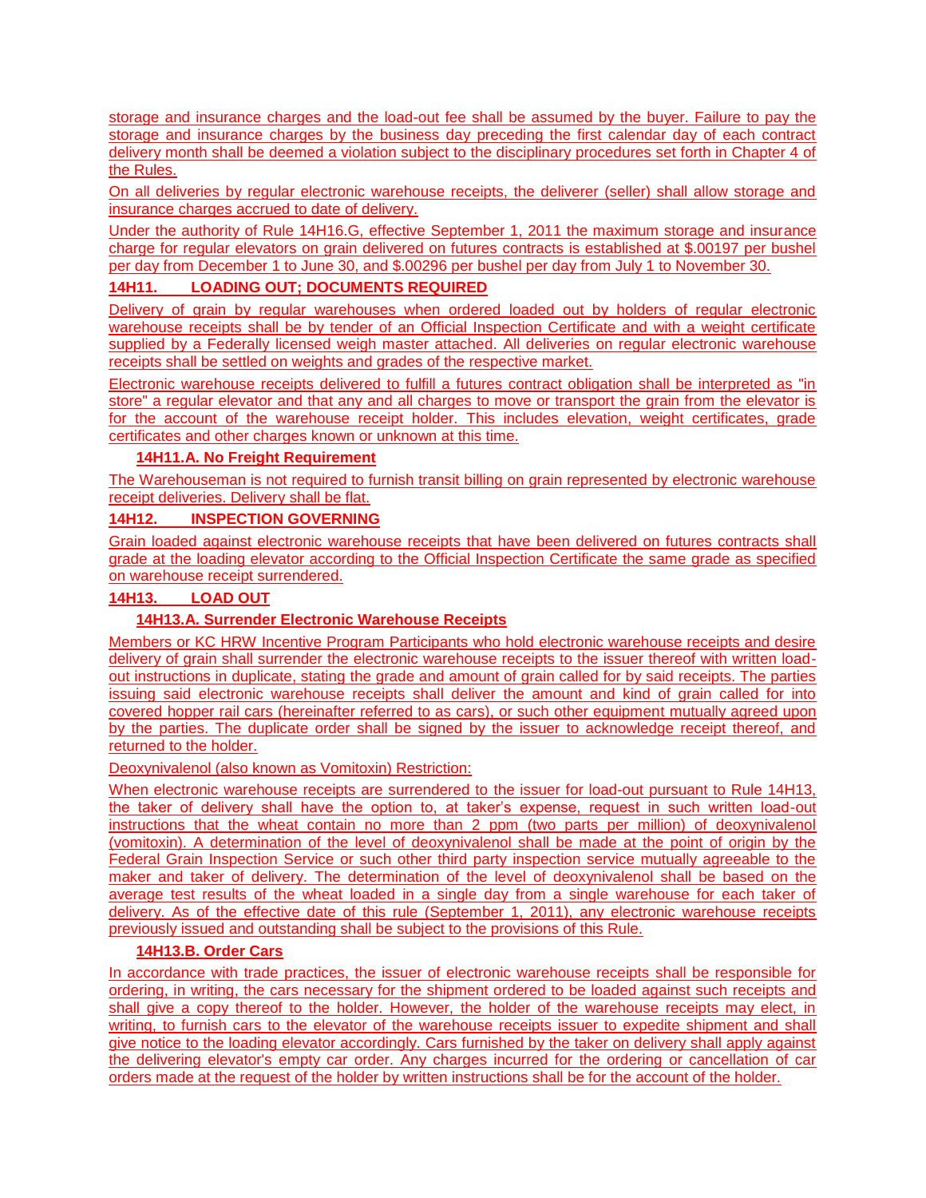storage and insurance charges and the load-out fee shall be assumed by the buyer. Failure to pay the storage and insurance charges by the business day preceding the first calendar day of each contract delivery month shall be deemed a violation subject to the disciplinary procedures set forth in Chapter 4 of the Rules.

On all deliveries by regular electronic warehouse receipts, the deliverer (seller) shall allow storage and insurance charges accrued to date of delivery.

Under the authority of Rule 14H16.G, effective September 1, 2011 the maximum storage and insurance charge for regular elevators on grain delivered on futures contracts is established at $.00197 per bushel per day from December 1 to June 30, and $.00296 per bushel per day from July 1 to November 30.

## 14H11. LOADING OUT; DOCUMENTS REQUIRED

Delivery of grain by regular warehouses when ordered loaded out by holders of regular electronic warehouse receipts shall be by tender of an Official Inspection Certificate and with a weight certificate supplied by a Federally licensed weigh master attached. All deliveries on regular electronic warehouse receipts shall be settled on weights and grades of the respective market.

Electronic warehouse receipts delivered to fulfill a futures contract obligation shall be interpreted as "in store" a regular elevator and that any and all charges to move or transport the grain from the elevator is for the account of the warehouse receipt holder. This includes elevation, weight certificates, grade certificates and other charges known or unknown at this time.

### 14H11.A. No Freight Requirement

The Warehouseman is not required to furnish transit billing on grain represented by electronic warehouse receipt deliveries. Delivery shall be flat.

## 14H12. INSPECTION GOVERNING

Grain loaded against electronic warehouse receipts that have been delivered on futures contracts shall grade at the loading elevator according to the Official Inspection Certificate the same grade as specified on warehouse receipt surrendered.

## 14H13. LOAD OUT

### 14H13.A. Surrender Electronic Warehouse Receipts

Members or KC HRW Incentive Program Participants who hold electronic warehouse receipts and desire delivery of grain shall surrender the electronic warehouse receipts to the issuer thereof with written load-out instructions in duplicate, stating the grade and amount of grain called for by said receipts. The parties issuing said electronic warehouse receipts shall deliver the amount and kind of grain called for into covered hopper rail cars (hereinafter referred to as cars), or such other equipment mutually agreed upon by the parties. The duplicate order shall be signed by the issuer to acknowledge receipt thereof, and returned to the holder.

Deoxynivalenol (also known as Vomitoxin) Restriction:

When electronic warehouse receipts are surrendered to the issuer for load-out pursuant to Rule 14H13, the taker of delivery shall have the option to, at taker's expense, request in such written load-out instructions that the wheat contain no more than 2 ppm (two parts per million) of deoxynivalenol (vomitoxin). A determination of the level of deoxynivalenol shall be made at the point of origin by the Federal Grain Inspection Service or such other third party inspection service mutually agreeable to the maker and taker of delivery. The determination of the level of deoxynivalenol shall be based on the average test results of the wheat loaded in a single day from a single warehouse for each taker of delivery. As of the effective date of this rule (September 1, 2011), any electronic warehouse receipts previously issued and outstanding shall be subject to the provisions of this Rule.

### 14H13.B. Order Cars

In accordance with trade practices, the issuer of electronic warehouse receipts shall be responsible for ordering, in writing, the cars necessary for the shipment ordered to be loaded against such receipts and shall give a copy thereof to the holder. However, the holder of the warehouse receipts may elect, in writing, to furnish cars to the elevator of the warehouse receipts issuer to expedite shipment and shall give notice to the loading elevator accordingly. Cars furnished by the taker on delivery shall apply against the delivering elevator's empty car order. Any charges incurred for the ordering or cancellation of car orders made at the request of the holder by written instructions shall be for the account of the holder.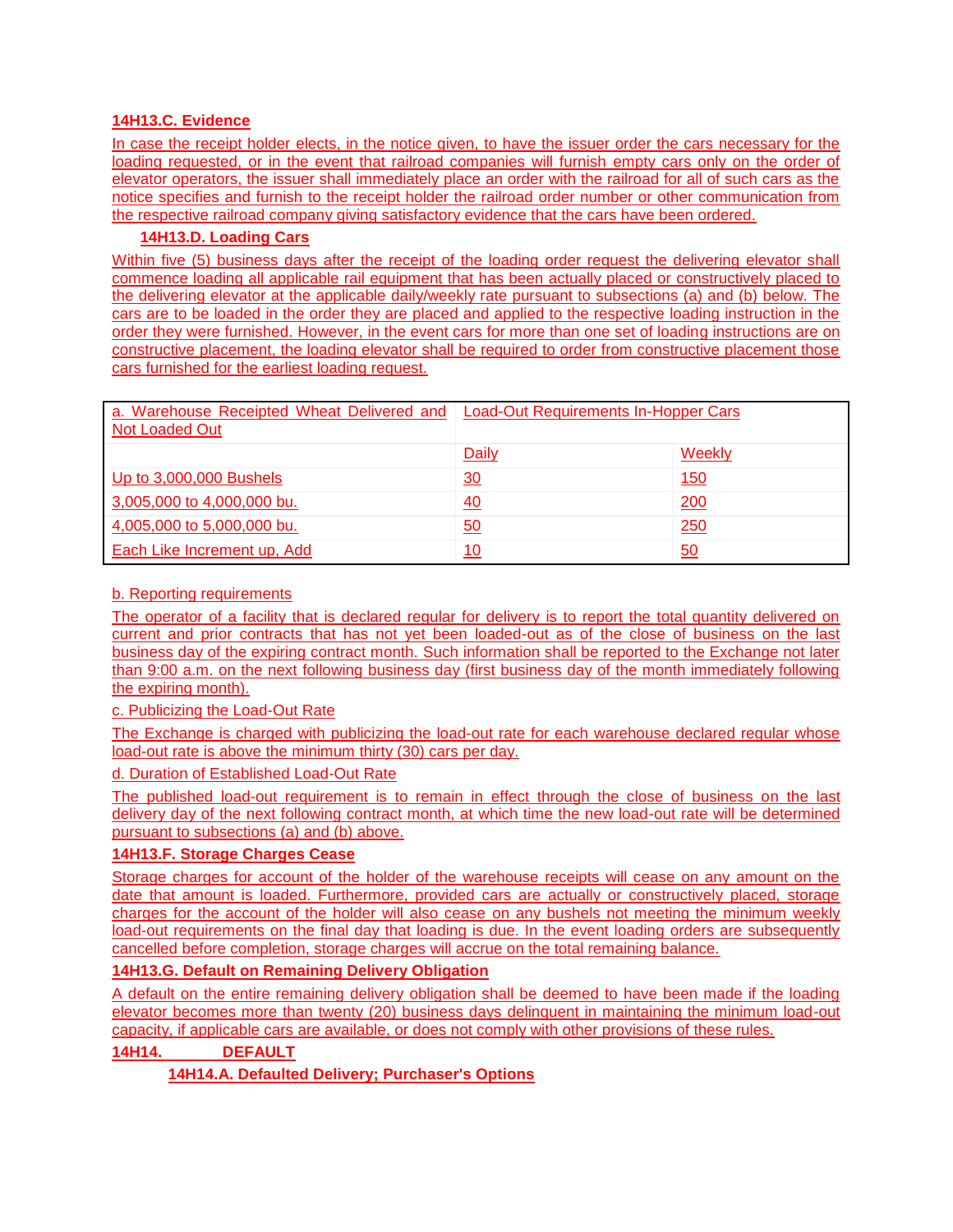**14H13.C. Evidence**

In case the receipt holder elects, in the notice given, to have the issuer order the cars necessary for the loading requested, or in the event that railroad companies will furnish empty cars only on the order of elevator operators, the issuer shall immediately place an order with the railroad for all of such cars as the notice specifies and furnish to the receipt holder the railroad order number or other communication from the respective railroad company giving satisfactory evidence that the cars have been ordered.

**14H13.D. Loading Cars**

Within five (5) business days after the receipt of the loading order request the delivering elevator shall commence loading all applicable rail equipment that has been actually placed or constructively placed to the delivering elevator at the applicable daily/weekly rate pursuant to subsections (a) and (b) below. The cars are to be loaded in the order they are placed and applied to the respective loading instruction in the order they were furnished. However, in the event cars for more than one set of loading instructions are on constructive placement, the loading elevator shall be required to order from constructive placement those cars furnished for the earliest loading request.

| a. Warehouse Receipted Wheat Delivered and Not Loaded Out | Load-Out Requirements In-Hopper Cars | |
|---|---|---|
| | Daily | Weekly |
| Up to 3,000,000 Bushels | 30 | 150 |
| 3,005,000 to 4,000,000 bu. | 40 | 200 |
| 4,005,000 to 5,000,000 bu. | 50 | 250 |
| Each Like Increment up, Add | 10 | 50 |

b. Reporting requirements

The operator of a facility that is declared regular for delivery is to report the total quantity delivered on current and prior contracts that has not yet been loaded-out as of the close of business on the last business day of the expiring contract month. Such information shall be reported to the Exchange not later than 9:00 a.m. on the next following business day (first business day of the month immediately following the expiring month).

c. Publicizing the Load-Out Rate

The Exchange is charged with publicizing the load-out rate for each warehouse declared regular whose load-out rate is above the minimum thirty (30) cars per day.

d. Duration of Established Load-Out Rate

The published load-out requirement is to remain in effect through the close of business on the last delivery day of the next following contract month, at which time the new load-out rate will be determined pursuant to subsections (a) and (b) above.

**14H13.F. Storage Charges Cease**

Storage charges for account of the holder of the warehouse receipts will cease on any amount on the date that amount is loaded. Furthermore, provided cars are actually or constructively placed, storage charges for the account of the holder will also cease on any bushels not meeting the minimum weekly load-out requirements on the final day that loading is due. In the event loading orders are subsequently cancelled before completion, storage charges will accrue on the total remaining balance.

**14H13.G. Default on Remaining Delivery Obligation**

A default on the entire remaining delivery obligation shall be deemed to have been made if the loading elevator becomes more than twenty (20) business days delinquent in maintaining the minimum load-out capacity, if applicable cars are available, or does not comply with other provisions of these rules.

**14H14. DEFAULT**

**14H14.A. Defaulted Delivery; Purchaser's Options**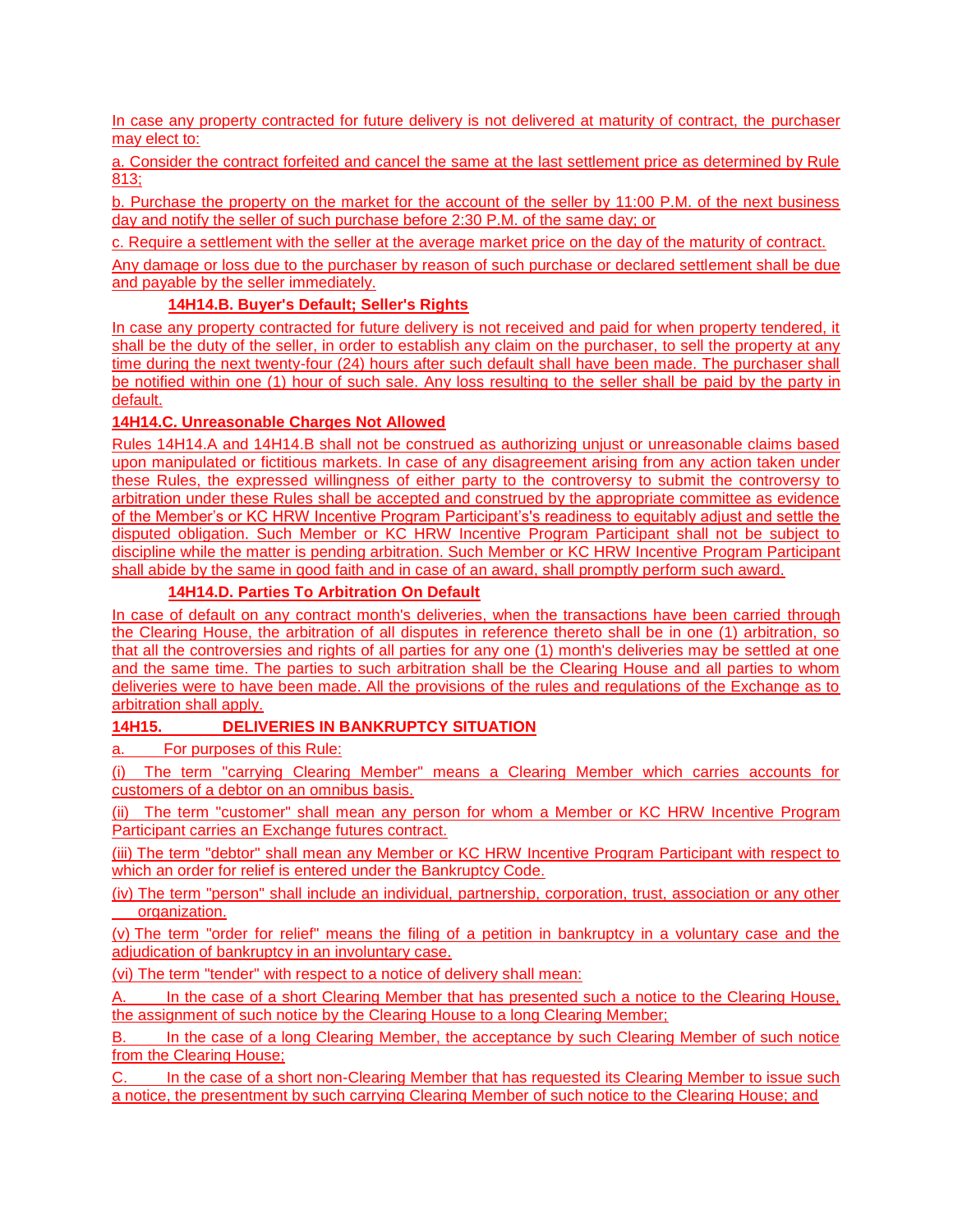In case any property contracted for future delivery is not delivered at maturity of contract, the purchaser may elect to:

a. Consider the contract forfeited and cancel the same at the last settlement price as determined by Rule 813;

b. Purchase the property on the market for the account of the seller by 11:00 P.M. of the next business day and notify the seller of such purchase before 2:30 P.M. of the same day; or

c. Require a settlement with the seller at the average market price on the day of the maturity of contract.

Any damage or loss due to the purchaser by reason of such purchase or declared settlement shall be due and payable by the seller immediately.

**14H14.B. Buyer's Default; Seller's Rights**

In case any property contracted for future delivery is not received and paid for when property tendered, it shall be the duty of the seller, in order to establish any claim on the purchaser, to sell the property at any time during the next twenty-four (24) hours after such default shall have been made. The purchaser shall be notified within one (1) hour of such sale. Any loss resulting to the seller shall be paid by the party in default.

**14H14.C. Unreasonable Charges Not Allowed**

Rules 14H14.A and 14H14.B shall not be construed as authorizing unjust or unreasonable claims based upon manipulated or fictitious markets. In case of any disagreement arising from any action taken under these Rules, the expressed willingness of either party to the controversy to submit the controversy to arbitration under these Rules shall be accepted and construed by the appropriate committee as evidence of the Member's or KC HRW Incentive Program Participant's's readiness to equitably adjust and settle the disputed obligation. Such Member or KC HRW Incentive Program Participant shall not be subject to discipline while the matter is pending arbitration. Such Member or KC HRW Incentive Program Participant shall abide by the same in good faith and in case of an award, shall promptly perform such award.

**14H14.D. Parties To Arbitration On Default**

In case of default on any contract month's deliveries, when the transactions have been carried through the Clearing House, the arbitration of all disputes in reference thereto shall be in one (1) arbitration, so that all the controversies and rights of all parties for any one (1) month's deliveries may be settled at one and the same time. The parties to such arbitration shall be the Clearing House and all parties to whom deliveries were to have been made. All the provisions of the rules and regulations of the Exchange as to arbitration shall apply.

**14H15. DELIVERIES IN BANKRUPTCY SITUATION**

a. For purposes of this Rule:

(i) The term "carrying Clearing Member" means a Clearing Member which carries accounts for customers of a debtor on an omnibus basis.

(ii) The term "customer" shall mean any person for whom a Member or KC HRW Incentive Program Participant carries an Exchange futures contract.

(iii) The term "debtor" shall mean any Member or KC HRW Incentive Program Participant with respect to which an order for relief is entered under the Bankruptcy Code.

(iv) The term "person" shall include an individual, partnership, corporation, trust, association or any other organization.

(v) The term "order for relief" means the filing of a petition in bankruptcy in a voluntary case and the adjudication of bankruptcy in an involuntary case.

(vi) The term "tender" with respect to a notice of delivery shall mean:

A. In the case of a short Clearing Member that has presented such a notice to the Clearing House, the assignment of such notice by the Clearing House to a long Clearing Member;

B. In the case of a long Clearing Member, the acceptance by such Clearing Member of such notice from the Clearing House;

C. In the case of a short non-Clearing Member that has requested its Clearing Member to issue such a notice, the presentment by such carrying Clearing Member of such notice to the Clearing House; and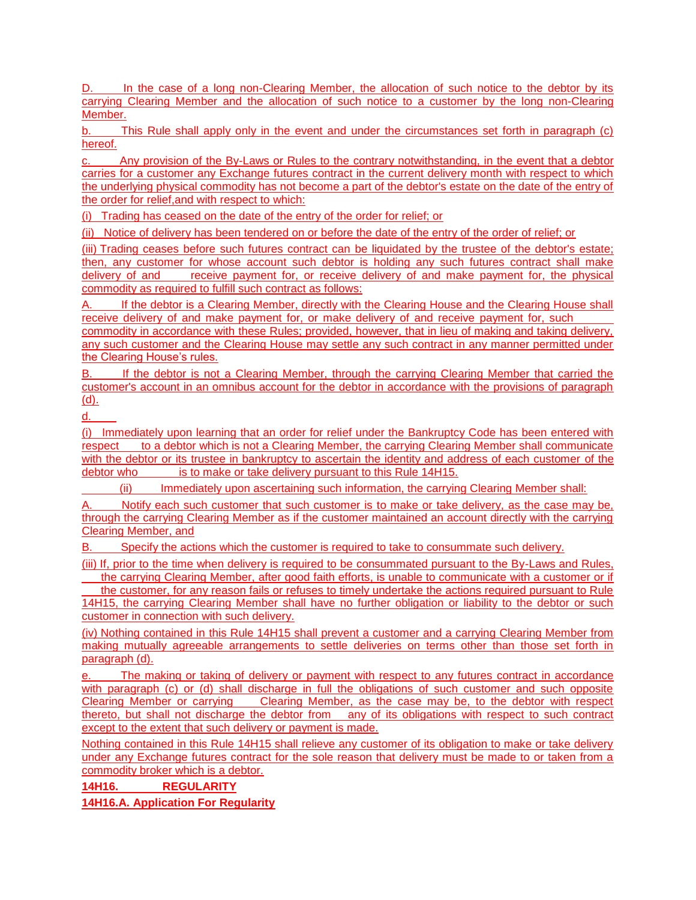D. In the case of a long non-Clearing Member, the allocation of such notice to the debtor by its carrying Clearing Member and the allocation of such notice to a customer by the long non-Clearing Member.

b. This Rule shall apply only in the event and under the circumstances set forth in paragraph (c) hereof.

c. Any provision of the By-Laws or Rules to the contrary notwithstanding, in the event that a debtor carries for a customer any Exchange futures contract in the current delivery month with respect to which the underlying physical commodity has not become a part of the debtor's estate on the date of the entry of the order for relief,and with respect to which:

(i) Trading has ceased on the date of the entry of the order for relief; or

(ii) Notice of delivery has been tendered on or before the date of the entry of the order of relief; or

(iii) Trading ceases before such futures contract can be liquidated by the trustee of the debtor's estate; then, any customer for whose account such debtor is holding any such futures contract shall make delivery of and receive payment for, or receive delivery of and make payment for, the physical commodity as required to fulfill such contract as follows:

A. If the debtor is a Clearing Member, directly with the Clearing House and the Clearing House shall receive delivery of and make payment for, or make delivery of and receive payment for, such commodity in accordance with these Rules; provided, however, that in lieu of making and taking delivery, any such customer and the Clearing House may settle any such contract in any manner permitted under the Clearing House's rules.

B. If the debtor is not a Clearing Member, through the carrying Clearing Member that carried the customer's account in an omnibus account for the debtor in accordance with the provisions of paragraph (d).

d.

(i) Immediately upon learning that an order for relief under the Bankruptcy Code has been entered with respect to a debtor which is not a Clearing Member, the carrying Clearing Member shall communicate with the debtor or its trustee in bankruptcy to ascertain the identity and address of each customer of the debtor who is to make or take delivery pursuant to this Rule 14H15.

(ii) Immediately upon ascertaining such information, the carrying Clearing Member shall:

A. Notify each such customer that such customer is to make or take delivery, as the case may be, through the carrying Clearing Member as if the customer maintained an account directly with the carrying Clearing Member, and

B. Specify the actions which the customer is required to take to consummate such delivery.

(iii) If, prior to the time when delivery is required to be consummated pursuant to the By-Laws and Rules, the carrying Clearing Member, after good faith efforts, is unable to communicate with a customer or if the customer, for any reason fails or refuses to timely undertake the actions required pursuant to Rule 14H15, the carrying Clearing Member shall have no further obligation or liability to the debtor or such customer in connection with such delivery.

(iv) Nothing contained in this Rule 14H15 shall prevent a customer and a carrying Clearing Member from making mutually agreeable arrangements to settle deliveries on terms other than those set forth in paragraph (d).

e. The making or taking of delivery or payment with respect to any futures contract in accordance with paragraph (c) or (d) shall discharge in full the obligations of such customer and such opposite Clearing Member or carrying Clearing Member, as the case may be, to the debtor with respect thereto, but shall not discharge the debtor from any of its obligations with respect to such contract except to the extent that such delivery or payment is made.

Nothing contained in this Rule 14H15 shall relieve any customer of its obligation to make or take delivery under any Exchange futures contract for the sole reason that delivery must be made to or taken from a commodity broker which is a debtor.

**14H16. REGULARITY**

**14H16.A. Application For Regularity**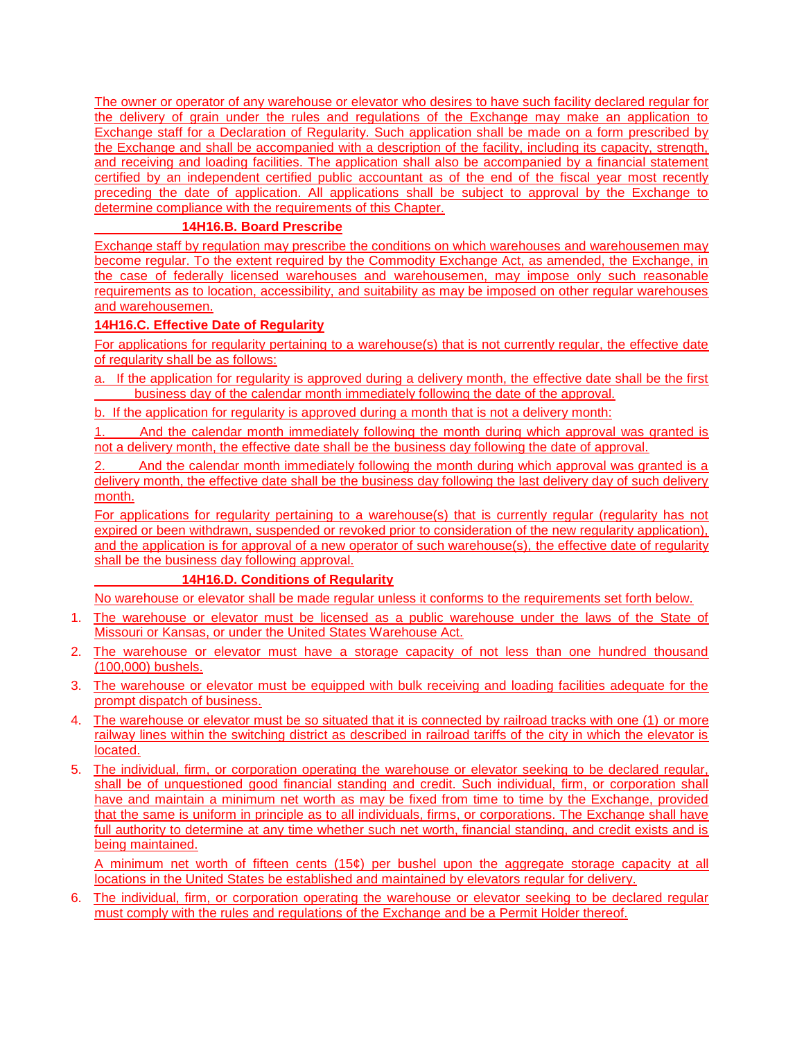The owner or operator of any warehouse or elevator who desires to have such facility declared regular for the delivery of grain under the rules and regulations of the Exchange may make an application to Exchange staff for a Declaration of Regularity. Such application shall be made on a form prescribed by the Exchange and shall be accompanied with a description of the facility, including its capacity, strength, and receiving and loading facilities. The application shall also be accompanied by a financial statement certified by an independent certified public accountant as of the end of the fiscal year most recently preceding the date of application. All applications shall be subject to approval by the Exchange to determine compliance with the requirements of this Chapter.

### 14H16.B. Board Prescribe

Exchange staff by regulation may prescribe the conditions on which warehouses and warehousemen may become regular. To the extent required by the Commodity Exchange Act, as amended, the Exchange, in the case of federally licensed warehouses and warehousemen, may impose only such reasonable requirements as to location, accessibility, and suitability as may be imposed on other regular warehouses and warehousemen.

### 14H16.C. Effective Date of Regularity

For applications for regularity pertaining to a warehouse(s) that is not currently regular, the effective date of regularity shall be as follows:

a. If the application for regularity is approved during a delivery month, the effective date shall be the first business day of the calendar month immediately following the date of the approval.

b. If the application for regularity is approved during a month that is not a delivery month:

1. And the calendar month immediately following the month during which approval was granted is not a delivery month, the effective date shall be the business day following the date of approval.

2. And the calendar month immediately following the month during which approval was granted is a delivery month, the effective date shall be the business day following the last delivery day of such delivery month.

For applications for regularity pertaining to a warehouse(s) that is currently regular (regularity has not expired or been withdrawn, suspended or revoked prior to consideration of the new regularity application), and the application is for approval of a new operator of such warehouse(s), the effective date of regularity shall be the business day following approval.

### 14H16.D. Conditions of Regularity

No warehouse or elevator shall be made regular unless it conforms to the requirements set forth below.

1. The warehouse or elevator must be licensed as a public warehouse under the laws of the State of Missouri or Kansas, or under the United States Warehouse Act.
2. The warehouse or elevator must have a storage capacity of not less than one hundred thousand (100,000) bushels.
3. The warehouse or elevator must be equipped with bulk receiving and loading facilities adequate for the prompt dispatch of business.
4. The warehouse or elevator must be so situated that it is connected by railroad tracks with one (1) or more railway lines within the switching district as described in railroad tariffs of the city in which the elevator is located.
5. The individual, firm, or corporation operating the warehouse or elevator seeking to be declared regular, shall be of unquestioned good financial standing and credit. Such individual, firm, or corporation shall have and maintain a minimum net worth as may be fixed from time to time by the Exchange, provided that the same is uniform in principle as to all individuals, firms, or corporations. The Exchange shall have full authority to determine at any time whether such net worth, financial standing, and credit exists and is being maintained.

   A minimum net worth of fifteen cents (15¢) per bushel upon the aggregate storage capacity at all locations in the United States be established and maintained by elevators regular for delivery.
6. The individual, firm, or corporation operating the warehouse or elevator seeking to be declared regular must comply with the rules and regulations of the Exchange and be a Permit Holder thereof.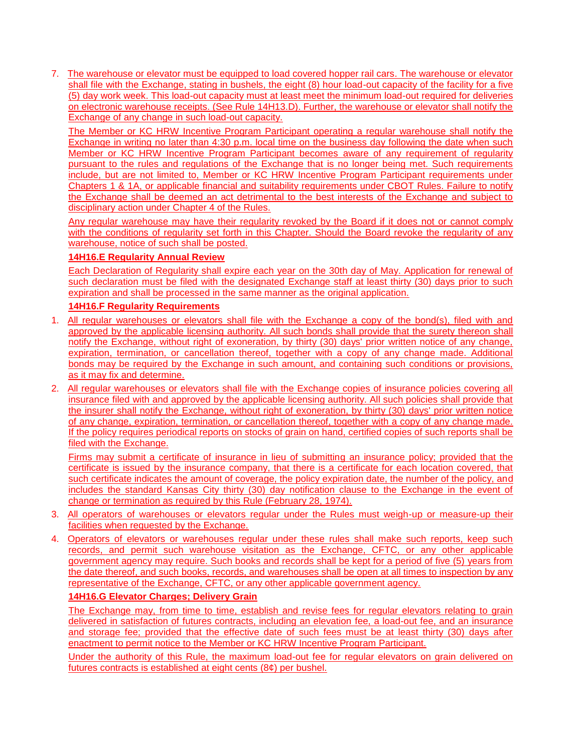7. The warehouse or elevator must be equipped to load covered hopper rail cars. The warehouse or elevator shall file with the Exchange, stating in bushels, the eight (8) hour load-out capacity of the facility for a five (5) day work week. This load-out capacity must at least meet the minimum load-out required for deliveries on electronic warehouse receipts. (See Rule 14H13.D). Further, the warehouse or elevator shall notify the Exchange of any change in such load-out capacity.

   The Member or KC HRW Incentive Program Participant operating a regular warehouse shall notify the Exchange in writing no later than 4:30 p.m. local time on the business day following the date when such Member or KC HRW Incentive Program Participant becomes aware of any requirement of regularity pursuant to the rules and regulations of the Exchange that is no longer being met. Such requirements include, but are not limited to, Member or KC HRW Incentive Program Participant requirements under Chapters 1 & 1A, or applicable financial and suitability requirements under CBOT Rules. Failure to notify the Exchange shall be deemed an act detrimental to the best interests of the Exchange and subject to disciplinary action under Chapter 4 of the Rules.

   Any regular warehouse may have their regularity revoked by the Board if it does not or cannot comply with the conditions of regularity set forth in this Chapter. Should the Board revoke the regularity of any warehouse, notice of such shall be posted.

**14H16.E Regularity Annual Review**

Each Declaration of Regularity shall expire each year on the 30th day of May. Application for renewal of such declaration must be filed with the designated Exchange staff at least thirty (30) days prior to such expiration and shall be processed in the same manner as the original application.

**14H16.F Regularity Requirements**

1. All regular warehouses or elevators shall file with the Exchange a copy of the bond(s), filed with and approved by the applicable licensing authority. All such bonds shall provide that the surety thereon shall notify the Exchange, without right of exoneration, by thirty (30) days' prior written notice of any change, expiration, termination, or cancellation thereof, together with a copy of any change made. Additional bonds may be required by the Exchange in such amount, and containing such conditions or provisions, as it may fix and determine.
2. All regular warehouses or elevators shall file with the Exchange copies of insurance policies covering all insurance filed with and approved by the applicable licensing authority. All such policies shall provide that the insurer shall notify the Exchange, without right of exoneration, by thirty (30) days' prior written notice of any change, expiration, termination, or cancellation thereof, together with a copy of any change made. If the policy requires periodical reports on stocks of grain on hand, certified copies of such reports shall be filed with the Exchange.

   Firms may submit a certificate of insurance in lieu of submitting an insurance policy; provided that the certificate is issued by the insurance company, that there is a certificate for each location covered, that such certificate indicates the amount of coverage, the policy expiration date, the number of the policy, and includes the standard Kansas City thirty (30) day notification clause to the Exchange in the event of change or termination as required by this Rule (February 28, 1974).
3. All operators of warehouses or elevators regular under the Rules must weigh-up or measure-up their facilities when requested by the Exchange.
4. Operators of elevators or warehouses regular under these rules shall make such reports, keep such records, and permit such warehouse visitation as the Exchange, CFTC, or any other applicable government agency may require. Such books and records shall be kept for a period of five (5) years from the date thereof, and such books, records, and warehouses shall be open at all times to inspection by any representative of the Exchange, CFTC, or any other applicable government agency.

**14H16.G Elevator Charges; Delivery Grain**

The Exchange may, from time to time, establish and revise fees for regular elevators relating to grain delivered in satisfaction of futures contracts, including an elevation fee, a load-out fee, and an insurance and storage fee; provided that the effective date of such fees must be at least thirty (30) days after enactment to permit notice to the Member or KC HRW Incentive Program Participant.

Under the authority of this Rule, the maximum load-out fee for regular elevators on grain delivered on futures contracts is established at eight cents (8¢) per bushel.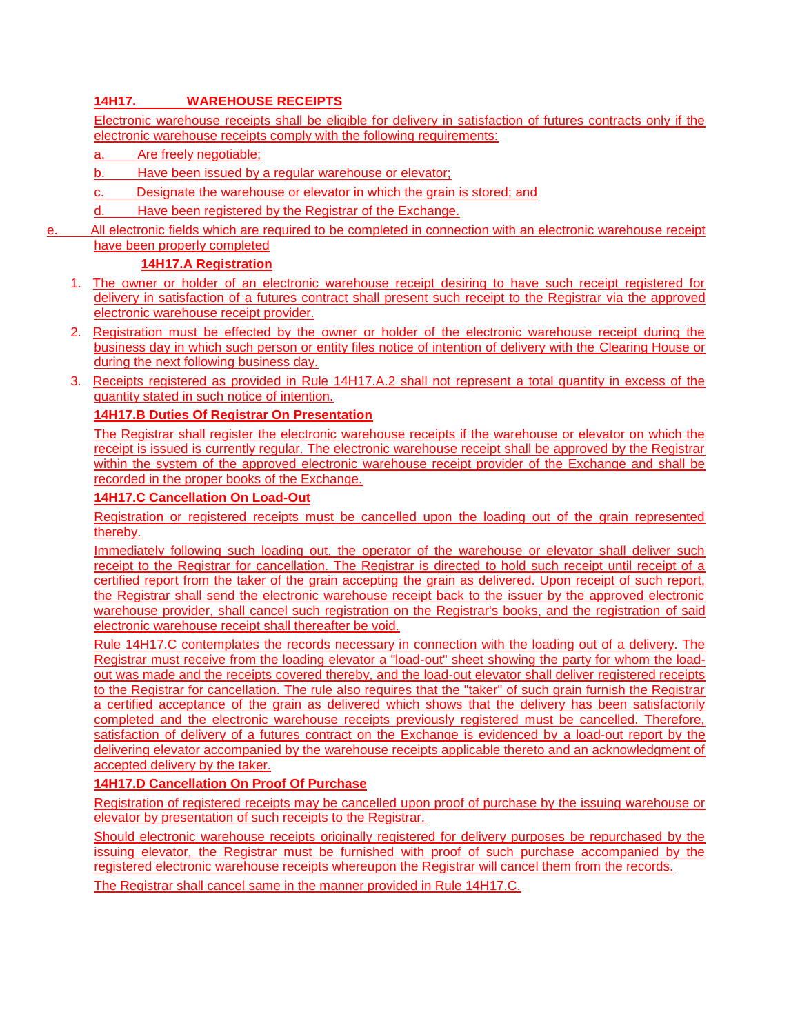**14H17. WAREHOUSE RECEIPTS**

Electronic warehouse receipts shall be eligible for delivery in satisfaction of futures contracts only if the electronic warehouse receipts comply with the following requirements:

a. Are freely negotiable;

b. Have been issued by a regular warehouse or elevator;

c. Designate the warehouse or elevator in which the grain is stored; and

d. Have been registered by the Registrar of the Exchange.

e. All electronic fields which are required to be completed in connection with an electronic warehouse receipt have been properly completed

**14H17.A Registration**

1. The owner or holder of an electronic warehouse receipt desiring to have such receipt registered for delivery in satisfaction of a futures contract shall present such receipt to the Registrar via the approved electronic warehouse receipt provider.
2. Registration must be effected by the owner or holder of the electronic warehouse receipt during the business day in which such person or entity files notice of intention of delivery with the Clearing House or during the next following business day.
3. Receipts registered as provided in Rule 14H17.A.2 shall not represent a total quantity in excess of the quantity stated in such notice of intention.

**14H17.B Duties Of Registrar On Presentation**

The Registrar shall register the electronic warehouse receipts if the warehouse or elevator on which the receipt is issued is currently regular. The electronic warehouse receipt shall be approved by the Registrar within the system of the approved electronic warehouse receipt provider of the Exchange and shall be recorded in the proper books of the Exchange.

**14H17.C Cancellation On Load-Out**

Registration or registered receipts must be cancelled upon the loading out of the grain represented thereby.

Immediately following such loading out, the operator of the warehouse or elevator shall deliver such receipt to the Registrar for cancellation. The Registrar is directed to hold such receipt until receipt of a certified report from the taker of the grain accepting the grain as delivered. Upon receipt of such report, the Registrar shall send the electronic warehouse receipt back to the issuer by the approved electronic warehouse provider, shall cancel such registration on the Registrar's books, and the registration of said electronic warehouse receipt shall thereafter be void.

Rule 14H17.C contemplates the records necessary in connection with the loading out of a delivery. The Registrar must receive from the loading elevator a "load-out" sheet showing the party for whom the load-out was made and the receipts covered thereby, and the load-out elevator shall deliver registered receipts to the Registrar for cancellation. The rule also requires that the "taker" of such grain furnish the Registrar a certified acceptance of the grain as delivered which shows that the delivery has been satisfactorily completed and the electronic warehouse receipts previously registered must be cancelled. Therefore, satisfaction of delivery of a futures contract on the Exchange is evidenced by a load-out report by the delivering elevator accompanied by the warehouse receipts applicable thereto and an acknowledgment of accepted delivery by the taker.

**14H17.D Cancellation On Proof Of Purchase**

Registration of registered receipts may be cancelled upon proof of purchase by the issuing warehouse or elevator by presentation of such receipts to the Registrar.

Should electronic warehouse receipts originally registered for delivery purposes be repurchased by the issuing elevator, the Registrar must be furnished with proof of such purchase accompanied by the registered electronic warehouse receipts whereupon the Registrar will cancel them from the records.

The Registrar shall cancel same in the manner provided in Rule 14H17.C.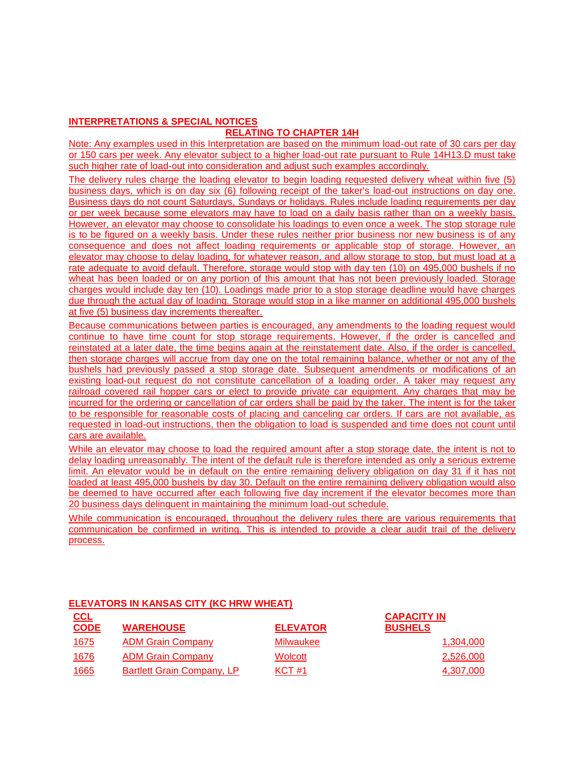## INTERPRETATIONS & SPECIAL NOTICES

### RELATING TO CHAPTER 14H

Note: Any examples used in this Interpretation are based on the minimum load-out rate of 30 cars per day or 150 cars per week. Any elevator subject to a higher load-out rate pursuant to Rule 14H13.D must take such higher rate of load-out into consideration and adjust such examples accordingly.

The delivery rules charge the loading elevator to begin loading requested delivery wheat within five (5) business days, which is on day six (6) following receipt of the taker's load-out instructions on day one. Business days do not count Saturdays, Sundays or holidays. Rules include loading requirements per day or per week because some elevators may have to load on a daily basis rather than on a weekly basis. However, an elevator may choose to consolidate his loadings to even once a week. The stop storage rule is to be figured on a weekly basis. Under these rules neither prior business nor new business is of any consequence and does not affect loading requirements or applicable stop of storage. However, an elevator may choose to delay loading, for whatever reason, and allow storage to stop, but must load at a rate adequate to avoid default. Therefore, storage would stop with day ten (10) on 495,000 bushels if no wheat has been loaded or on any portion of this amount that has not been previously loaded. Storage charges would include day ten (10). Loadings made prior to a stop storage deadline would have charges due through the actual day of loading. Storage would stop in a like manner on additional 495,000 bushels at five (5) business day increments thereafter.

Because communications between parties is encouraged, any amendments to the loading request would continue to have time count for stop storage requirements. However, if the order is cancelled and reinstated at a later date, the time begins again at the reinstatement date. Also, if the order is cancelled, then storage charges will accrue from day one on the total remaining balance, whether or not any of the bushels had previously passed a stop storage date. Subsequent amendments or modifications of an existing load-out request do not constitute cancellation of a loading order. A taker may request any railroad covered rail hopper cars or elect to provide private car equipment. Any charges that may be incurred for the ordering or cancellation of car orders shall be paid by the taker. The intent is for the taker to be responsible for reasonable costs of placing and canceling car orders. If cars are not available, as requested in load-out instructions, then the obligation to load is suspended and time does not count until cars are available.

While an elevator may choose to load the required amount after a stop storage date, the intent is not to delay loading unreasonably. The intent of the default rule is therefore intended as only a serious extreme limit. An elevator would be in default on the entire remaining delivery obligation on day 31 if it has not loaded at least 495,000 bushels by day 30. Default on the entire remaining delivery obligation would also be deemed to have occurred after each following five day increment if the elevator becomes more than 20 business days delinquent in maintaining the minimum load-out schedule.

While communication is encouraged, throughout the delivery rules there are various requirements that communication be confirmed in writing. This is intended to provide a clear audit trail of the delivery process.

## ELEVATORS IN KANSAS CITY (KC HRW WHEAT)

| CCL CODE | WAREHOUSE | ELEVATOR | CAPACITY IN BUSHELS |
|---|---|---|---|
| 1675 | ADM Grain Company | Milwaukee | 1,304,000 |
| 1676 | ADM Grain Company | Wolcott | 2,526,000 |
| 1665 | Bartlett Grain Company, LP | KCT #1 | 4,307,000 |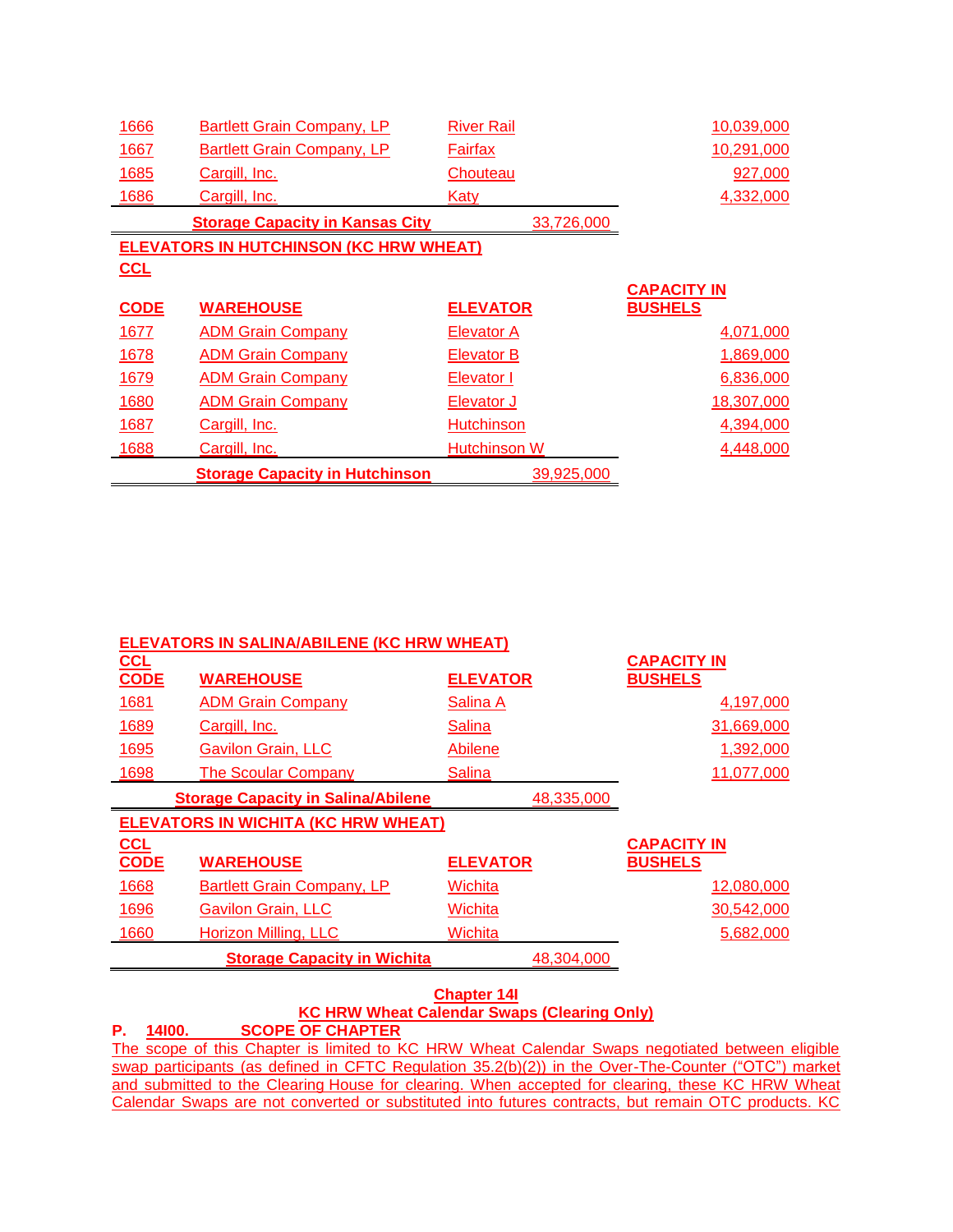| | | | |
|---|---|---|---|
| 1666 | Bartlett Grain Company, LP | River Rail | 10,039,000 |
| 1667 | Bartlett Grain Company, LP | Fairfax | 10,291,000 |
| 1685 | Cargill, Inc. | Chouteau | 927,000 |
| 1686 | Cargill, Inc. | Katy | 4,332,000 |
| | **Storage Capacity in Kansas City** | 33,726,000 | |

**ELEVATORS IN HUTCHINSON (KC HRW WHEAT)**

| CCL CODE | WAREHOUSE | ELEVATOR | CAPACITY IN BUSHELS |
|---|---|---|---|
| 1677 | ADM Grain Company | Elevator A | 4,071,000 |
| 1678 | ADM Grain Company | Elevator B | 1,869,000 |
| 1679 | ADM Grain Company | Elevator I | 6,836,000 |
| 1680 | ADM Grain Company | Elevator J | 18,307,000 |
| 1687 | Cargill, Inc. | Hutchinson | 4,394,000 |
| 1688 | Cargill, Inc. | Hutchinson W | 4,448,000 |
| | **Storage Capacity in Hutchinson** | 39,925,000 | |

**ELEVATORS IN SALINA/ABILENE (KC HRW WHEAT)**

| CCL CODE | WAREHOUSE | ELEVATOR | CAPACITY IN BUSHELS |
|---|---|---|---|
| 1681 | ADM Grain Company | Salina A | 4,197,000 |
| 1689 | Cargill, Inc. | Salina | 31,669,000 |
| 1695 | Gavilon Grain, LLC | Abilene | 1,392,000 |
| 1698 | The Scoular Company | Salina | 11,077,000 |
| | **Storage Capacity in Salina/Abilene** | 48,335,000 | |

**ELEVATORS IN WICHITA (KC HRW WHEAT)**

| CCL CODE | WAREHOUSE | ELEVATOR | CAPACITY IN BUSHELS |
|---|---|---|---|
| 1668 | Bartlett Grain Company, LP | Wichita | 12,080,000 |
| 1696 | Gavilon Grain, LLC | Wichita | 30,542,000 |
| 1660 | Horizon Milling, LLC | Wichita | 5,682,000 |
| | **Storage Capacity in Wichita** | 48,304,000 | |

## Chapter 14I
## KC HRW Wheat Calendar Swaps (Clearing Only)

**P. 14I00. SCOPE OF CHAPTER**

The scope of this Chapter is limited to KC HRW Wheat Calendar Swaps negotiated between eligible swap participants (as defined in CFTC Regulation 35.2(b)(2)) in the Over-The-Counter ("OTC") market and submitted to the Clearing House for clearing. When accepted for clearing, these KC HRW Wheat Calendar Swaps are not converted or substituted into futures contracts, but remain OTC products. KC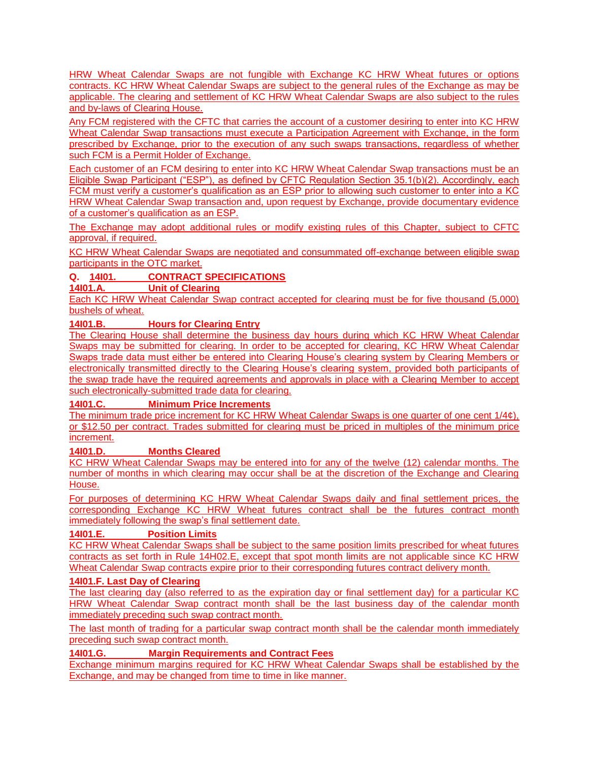HRW Wheat Calendar Swaps are not fungible with Exchange KC HRW Wheat futures or options contracts. KC HRW Wheat Calendar Swaps are subject to the general rules of the Exchange as may be applicable. The clearing and settlement of KC HRW Wheat Calendar Swaps are also subject to the rules and by-laws of Clearing House.

Any FCM registered with the CFTC that carries the account of a customer desiring to enter into KC HRW Wheat Calendar Swap transactions must execute a Participation Agreement with Exchange, in the form prescribed by Exchange, prior to the execution of any such swaps transactions, regardless of whether such FCM is a Permit Holder of Exchange.

Each customer of an FCM desiring to enter into KC HRW Wheat Calendar Swap transactions must be an Eligible Swap Participant ("ESP"), as defined by CFTC Regulation Section 35.1(b)(2). Accordingly, each FCM must verify a customer's qualification as an ESP prior to allowing such customer to enter into a KC HRW Wheat Calendar Swap transaction and, upon request by Exchange, provide documentary evidence of a customer's qualification as an ESP.

The Exchange may adopt additional rules or modify existing rules of this Chapter, subject to CFTC approval, if required.

KC HRW Wheat Calendar Swaps are negotiated and consummated off-exchange between eligible swap participants in the OTC market.

**Q. 14I01. CONTRACT SPECIFICATIONS**

**14I01.A. Unit of Clearing**

Each KC HRW Wheat Calendar Swap contract accepted for clearing must be for five thousand (5,000) bushels of wheat.

**14I01.B. Hours for Clearing Entry**

The Clearing House shall determine the business day hours during which KC HRW Wheat Calendar Swaps may be submitted for clearing. In order to be accepted for clearing, KC HRW Wheat Calendar Swaps trade data must either be entered into Clearing House's clearing system by Clearing Members or electronically transmitted directly to the Clearing House's clearing system, provided both participants of the swap trade have the required agreements and approvals in place with a Clearing Member to accept such electronically-submitted trade data for clearing.

**14I01.C. Minimum Price Increments**

The minimum trade price increment for KC HRW Wheat Calendar Swaps is one quarter of one cent 1/4¢), or $12.50 per contract. Trades submitted for clearing must be priced in multiples of the minimum price increment.

**14I01.D. Months Cleared**

KC HRW Wheat Calendar Swaps may be entered into for any of the twelve (12) calendar months. The number of months in which clearing may occur shall be at the discretion of the Exchange and Clearing House.

For purposes of determining KC HRW Wheat Calendar Swaps daily and final settlement prices, the corresponding Exchange KC HRW Wheat futures contract shall be the futures contract month immediately following the swap's final settlement date.

**14I01.E. Position Limits**

KC HRW Wheat Calendar Swaps shall be subject to the same position limits prescribed for wheat futures contracts as set forth in Rule 14H02.E, except that spot month limits are not applicable since KC HRW Wheat Calendar Swap contracts expire prior to their corresponding futures contract delivery month.

**14I01.F. Last Day of Clearing**

The last clearing day (also referred to as the expiration day or final settlement day) for a particular KC HRW Wheat Calendar Swap contract month shall be the last business day of the calendar month immediately preceding such swap contract month.

The last month of trading for a particular swap contract month shall be the calendar month immediately preceding such swap contract month.

**14I01.G. Margin Requirements and Contract Fees**

Exchange minimum margins required for KC HRW Wheat Calendar Swaps shall be established by the Exchange, and may be changed from time to time in like manner.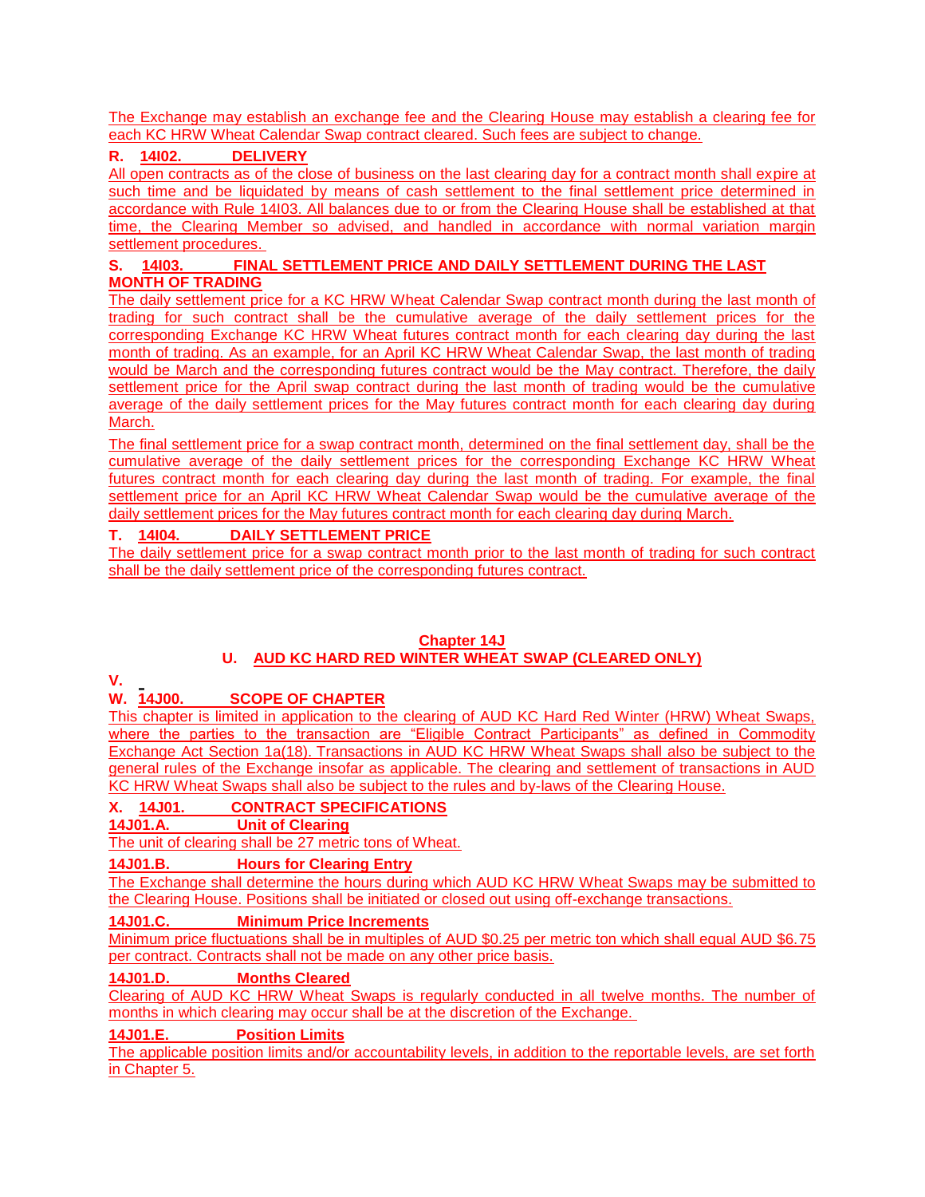The Exchange may establish an exchange fee and the Clearing House may establish a clearing fee for each KC HRW Wheat Calendar Swap contract cleared. Such fees are subject to change.

**R. 14I02. DELIVERY**

All open contracts as of the close of business on the last clearing day for a contract month shall expire at such time and be liquidated by means of cash settlement to the final settlement price determined in accordance with Rule 14I03. All balances due to or from the Clearing House shall be established at that time, the Clearing Member so advised, and handled in accordance with normal variation margin settlement procedures.

**S. 14I03. FINAL SETTLEMENT PRICE AND DAILY SETTLEMENT DURING THE LAST MONTH OF TRADING**

The daily settlement price for a KC HRW Wheat Calendar Swap contract month during the last month of trading for such contract shall be the cumulative average of the daily settlement prices for the corresponding Exchange KC HRW Wheat futures contract month for each clearing day during the last month of trading. As an example, for an April KC HRW Wheat Calendar Swap, the last month of trading would be March and the corresponding futures contract would be the May contract. Therefore, the daily settlement price for the April swap contract during the last month of trading would be the cumulative average of the daily settlement prices for the May futures contract month for each clearing day during March.

The final settlement price for a swap contract month, determined on the final settlement day, shall be the cumulative average of the daily settlement prices for the corresponding Exchange KC HRW Wheat futures contract month for each clearing day during the last month of trading. For example, the final settlement price for an April KC HRW Wheat Calendar Swap would be the cumulative average of the daily settlement prices for the May futures contract month for each clearing day during March.

**T. 14I04. DAILY SETTLEMENT PRICE**

The daily settlement price for a swap contract month prior to the last month of trading for such contract shall be the daily settlement price of the corresponding futures contract.

## Chapter 14J

## U. AUD KC HARD RED WINTER WHEAT SWAP (CLEARED ONLY)

**V.**

**W. 14J00. SCOPE OF CHAPTER**

This chapter is limited in application to the clearing of AUD KC Hard Red Winter (HRW) Wheat Swaps, where the parties to the transaction are "Eligible Contract Participants" as defined in Commodity Exchange Act Section 1a(18). Transactions in AUD KC HRW Wheat Swaps shall also be subject to the general rules of the Exchange insofar as applicable. The clearing and settlement of transactions in AUD KC HRW Wheat Swaps shall also be subject to the rules and by-laws of the Clearing House.

**X. 14J01. CONTRACT SPECIFICATIONS**

**14J01.A. Unit of Clearing**

The unit of clearing shall be 27 metric tons of Wheat.

**14J01.B. Hours for Clearing Entry**

The Exchange shall determine the hours during which AUD KC HRW Wheat Swaps may be submitted to the Clearing House. Positions shall be initiated or closed out using off-exchange transactions.

**14J01.C. Minimum Price Increments**

Minimum price fluctuations shall be in multiples of AUD $0.25 per metric ton which shall equal AUD $6.75 per contract. Contracts shall not be made on any other price basis.

**14J01.D. Months Cleared**

Clearing of AUD KC HRW Wheat Swaps is regularly conducted in all twelve months. The number of months in which clearing may occur shall be at the discretion of the Exchange.

**14J01.E. Position Limits**

The applicable position limits and/or accountability levels, in addition to the reportable levels, are set forth in Chapter 5.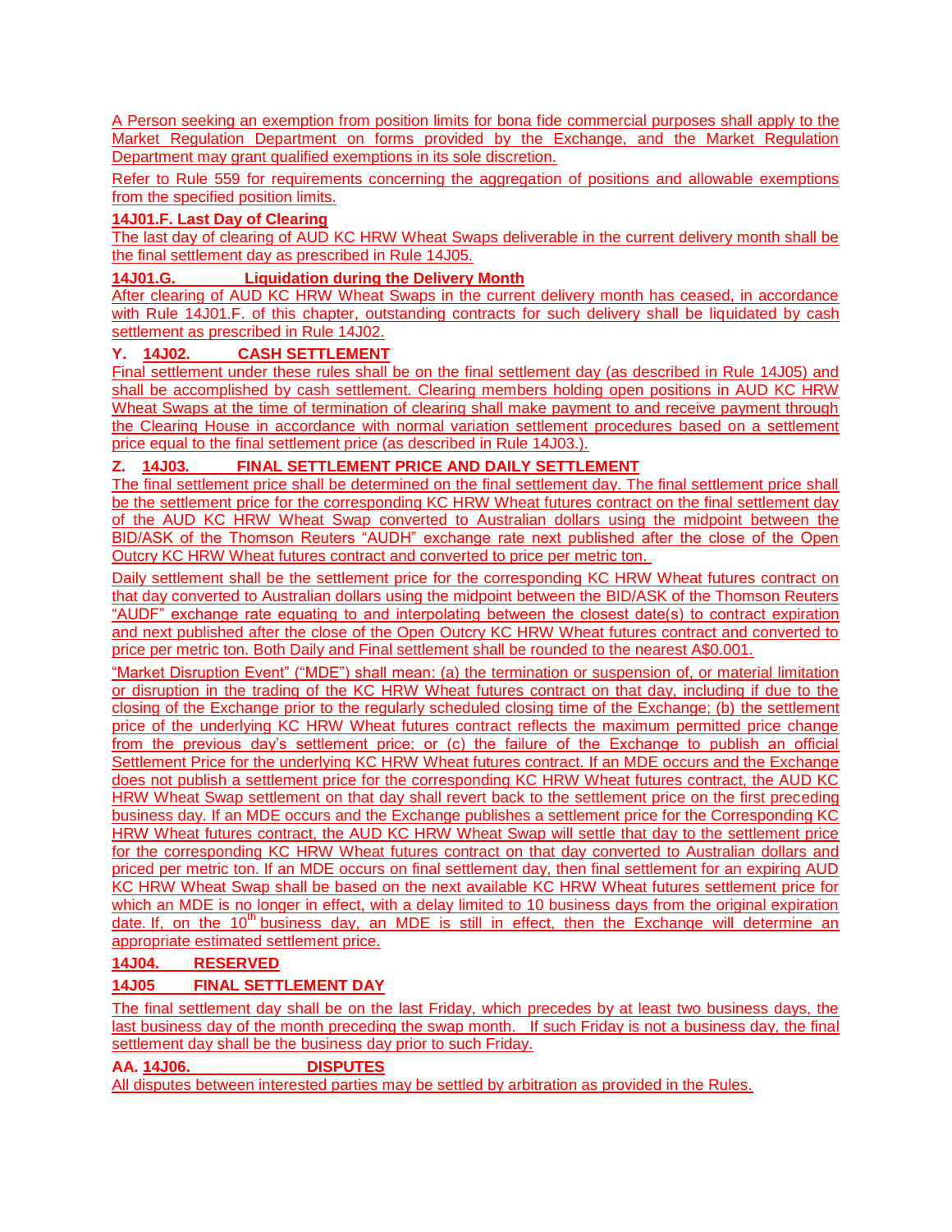A Person seeking an exemption from position limits for bona fide commercial purposes shall apply to the Market Regulation Department on forms provided by the Exchange, and the Market Regulation Department may grant qualified exemptions in its sole discretion.

Refer to Rule 559 for requirements concerning the aggregation of positions and allowable exemptions from the specified position limits.

**14J01.F. Last Day of Clearing**

The last day of clearing of AUD KC HRW Wheat Swaps deliverable in the current delivery month shall be the final settlement day as prescribed in Rule 14J05.

**14J01.G. Liquidation during the Delivery Month**

After clearing of AUD KC HRW Wheat Swaps in the current delivery month has ceased, in accordance with Rule 14J01.F. of this chapter, outstanding contracts for such delivery shall be liquidated by cash settlement as prescribed in Rule 14J02.

**Y. 14J02. CASH SETTLEMENT**

Final settlement under these rules shall be on the final settlement day (as described in Rule 14J05) and shall be accomplished by cash settlement. Clearing members holding open positions in AUD KC HRW Wheat Swaps at the time of termination of clearing shall make payment to and receive payment through the Clearing House in accordance with normal variation settlement procedures based on a settlement price equal to the final settlement price (as described in Rule 14J03.).

**Z. 14J03. FINAL SETTLEMENT PRICE AND DAILY SETTLEMENT**

The final settlement price shall be determined on the final settlement day. The final settlement price shall be the settlement price for the corresponding KC HRW Wheat futures contract on the final settlement day of the AUD KC HRW Wheat Swap converted to Australian dollars using the midpoint between the BID/ASK of the Thomson Reuters "AUDH" exchange rate next published after the close of the Open Outcry KC HRW Wheat futures contract and converted to price per metric ton.

Daily settlement shall be the settlement price for the corresponding KC HRW Wheat futures contract on that day converted to Australian dollars using the midpoint between the BID/ASK of the Thomson Reuters "AUDF" exchange rate equating to and interpolating between the closest date(s) to contract expiration and next published after the close of the Open Outcry KC HRW Wheat futures contract and converted to price per metric ton. Both Daily and Final settlement shall be rounded to the nearest A$0.001.

"Market Disruption Event" ("MDE") shall mean: (a) the termination or suspension of, or material limitation or disruption in the trading of the KC HRW Wheat futures contract on that day, including if due to the closing of the Exchange prior to the regularly scheduled closing time of the Exchange; (b) the settlement price of the underlying KC HRW Wheat futures contract reflects the maximum permitted price change from the previous day's settlement price; or (c) the failure of the Exchange to publish an official Settlement Price for the underlying KC HRW Wheat futures contract. If an MDE occurs and the Exchange does not publish a settlement price for the corresponding KC HRW Wheat futures contract, the AUD KC HRW Wheat Swap settlement on that day shall revert back to the settlement price on the first preceding business day. If an MDE occurs and the Exchange publishes a settlement price for the Corresponding KC HRW Wheat futures contract, the AUD KC HRW Wheat Swap will settle that day to the settlement price for the corresponding KC HRW Wheat futures contract on that day converted to Australian dollars and priced per metric ton. If an MDE occurs on final settlement day, then final settlement for an expiring AUD KC HRW Wheat Swap shall be based on the next available KC HRW Wheat futures settlement price for which an MDE is no longer in effect, with a delay limited to 10 business days from the original expiration date. If, on the 10th business day, an MDE is still in effect, then the Exchange will determine an appropriate estimated settlement price.

**14J04. RESERVED**

**14J05 FINAL SETTLEMENT DAY**

The final settlement day shall be on the last Friday, which precedes by at least two business days, the last business day of the month preceding the swap month. If such Friday is not a business day, the final settlement day shall be the business day prior to such Friday.

**AA. 14J06. DISPUTES**

All disputes between interested parties may be settled by arbitration as provided in the Rules.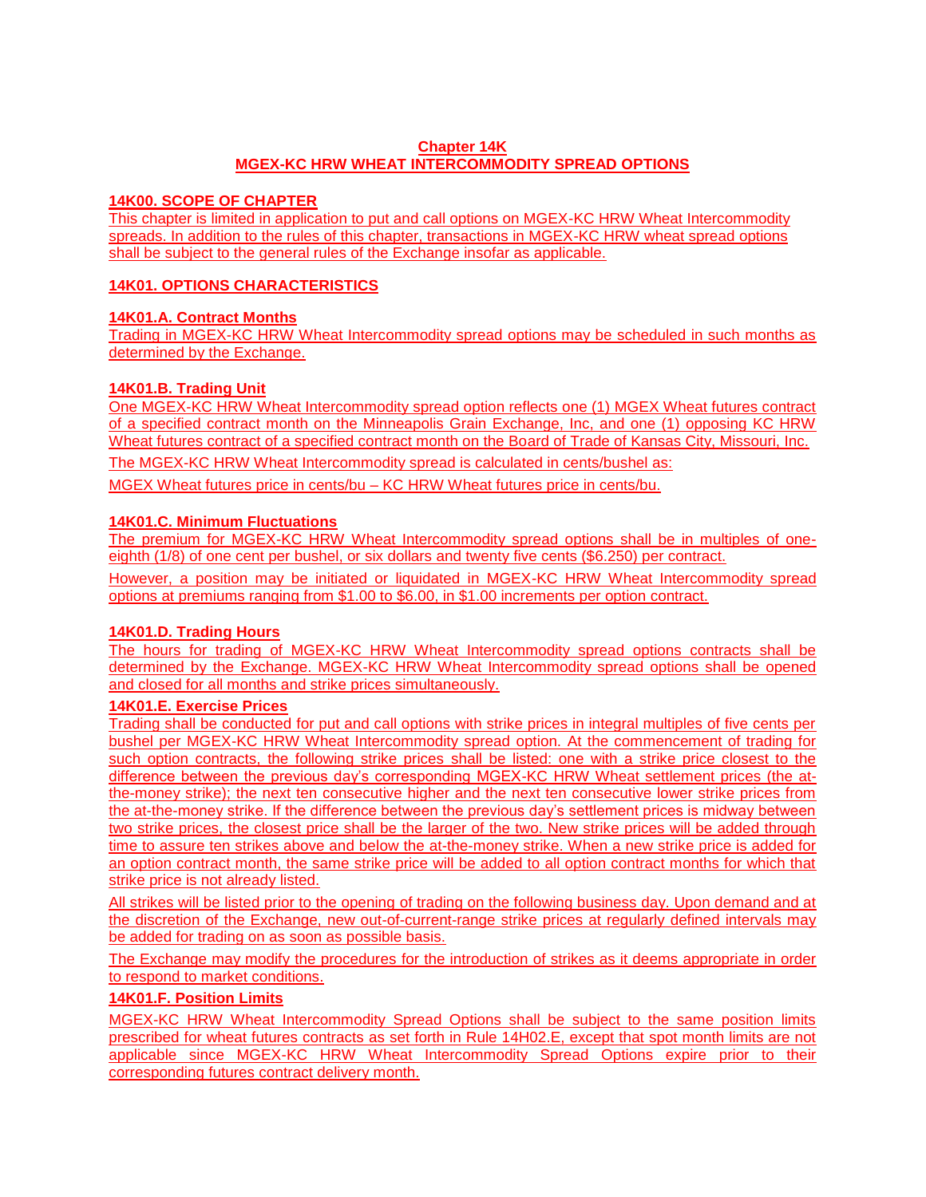# Chapter 14K
# MGEX-KC HRW WHEAT INTERCOMMODITY SPREAD OPTIONS

## 14K00. SCOPE OF CHAPTER

This chapter is limited in application to put and call options on MGEX-KC HRW Wheat Intercommodity spreads. In addition to the rules of this chapter, transactions in MGEX-KC HRW wheat spread options shall be subject to the general rules of the Exchange insofar as applicable.

## 14K01. OPTIONS CHARACTERISTICS

### 14K01.A. Contract Months

Trading in MGEX-KC HRW Wheat Intercommodity spread options may be scheduled in such months as determined by the Exchange.

### 14K01.B. Trading Unit

One MGEX-KC HRW Wheat Intercommodity spread option reflects one (1) MGEX Wheat futures contract of a specified contract month on the Minneapolis Grain Exchange, Inc, and one (1) opposing KC HRW Wheat futures contract of a specified contract month on the Board of Trade of Kansas City, Missouri, Inc.

The MGEX-KC HRW Wheat Intercommodity spread is calculated in cents/bushel as:

MGEX Wheat futures price in cents/bu – KC HRW Wheat futures price in cents/bu.

### 14K01.C. Minimum Fluctuations

The premium for MGEX-KC HRW Wheat Intercommodity spread options shall be in multiples of one-eighth (1/8) of one cent per bushel, or six dollars and twenty five cents ($6.250) per contract.

However, a position may be initiated or liquidated in MGEX-KC HRW Wheat Intercommodity spread options at premiums ranging from $1.00 to $6.00, in $1.00 increments per option contract.

### 14K01.D. Trading Hours

The hours for trading of MGEX-KC HRW Wheat Intercommodity spread options contracts shall be determined by the Exchange. MGEX-KC HRW Wheat Intercommodity spread options shall be opened and closed for all months and strike prices simultaneously.

### 14K01.E. Exercise Prices

Trading shall be conducted for put and call options with strike prices in integral multiples of five cents per bushel per MGEX-KC HRW Wheat Intercommodity spread option. At the commencement of trading for such option contracts, the following strike prices shall be listed: one with a strike price closest to the difference between the previous day's corresponding MGEX-KC HRW Wheat settlement prices (the at-the-money strike); the next ten consecutive higher and the next ten consecutive lower strike prices from the at-the-money strike. If the difference between the previous day's settlement prices is midway between two strike prices, the closest price shall be the larger of the two. New strike prices will be added through time to assure ten strikes above and below the at-the-money strike. When a new strike price is added for an option contract month, the same strike price will be added to all option contract months for which that strike price is not already listed.

All strikes will be listed prior to the opening of trading on the following business day. Upon demand and at the discretion of the Exchange, new out-of-current-range strike prices at regularly defined intervals may be added for trading on as soon as possible basis.

The Exchange may modify the procedures for the introduction of strikes as it deems appropriate in order to respond to market conditions.

### 14K01.F. Position Limits

MGEX-KC HRW Wheat Intercommodity Spread Options shall be subject to the same position limits prescribed for wheat futures contracts as set forth in Rule 14H02.E, except that spot month limits are not applicable since MGEX-KC HRW Wheat Intercommodity Spread Options expire prior to their corresponding futures contract delivery month.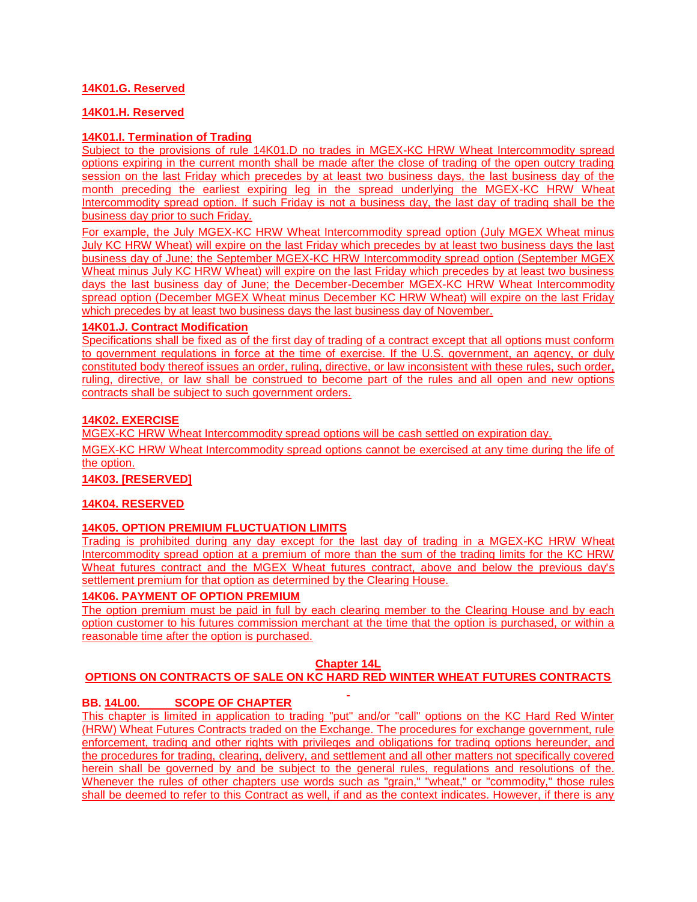**14K01.G. Reserved**

**14K01.H. Reserved**

**14K01.I. Termination of Trading**

Subject to the provisions of rule 14K01.D no trades in MGEX-KC HRW Wheat Intercommodity spread options expiring in the current month shall be made after the close of trading of the open outcry trading session on the last Friday which precedes by at least two business days, the last business day of the month preceding the earliest expiring leg in the spread underlying the MGEX-KC HRW Wheat Intercommodity spread option. If such Friday is not a business day, the last day of trading shall be the business day prior to such Friday.

For example, the July MGEX-KC HRW Wheat Intercommodity spread option (July MGEX Wheat minus July KC HRW Wheat) will expire on the last Friday which precedes by at least two business days the last business day of June; the September MGEX-KC HRW Intercommodity spread option (September MGEX Wheat minus July KC HRW Wheat) will expire on the last Friday which precedes by at least two business days the last business day of June; the December-December MGEX-KC HRW Wheat Intercommodity spread option (December MGEX Wheat minus December KC HRW Wheat) will expire on the last Friday which precedes by at least two business days the last business day of November.

**14K01.J. Contract Modification**

Specifications shall be fixed as of the first day of trading of a contract except that all options must conform to government regulations in force at the time of exercise. If the U.S. government, an agency, or duly constituted body thereof issues an order, ruling, directive, or law inconsistent with these rules, such order, ruling, directive, or law shall be construed to become part of the rules and all open and new options contracts shall be subject to such government orders.

**14K02. EXERCISE**

MGEX-KC HRW Wheat Intercommodity spread options will be cash settled on expiration day.

MGEX-KC HRW Wheat Intercommodity spread options cannot be exercised at any time during the life of the option.

**14K03. [RESERVED]**

**14K04. RESERVED**

**14K05. OPTION PREMIUM FLUCTUATION LIMITS**

Trading is prohibited during any day except for the last day of trading in a MGEX-KC HRW Wheat Intercommodity spread option at a premium of more than the sum of the trading limits for the KC HRW Wheat futures contract and the MGEX Wheat futures contract, above and below the previous day's settlement premium for that option as determined by the Clearing House.

**14K06. PAYMENT OF OPTION PREMIUM**

The option premium must be paid in full by each clearing member to the Clearing House and by each option customer to his futures commission merchant at the time that the option is purchased, or within a reasonable time after the option is purchased.

## Chapter 14L
## OPTIONS ON CONTRACTS OF SALE ON KC HARD RED WINTER WHEAT FUTURES CONTRACTS

**BB. 14L00. SCOPE OF CHAPTER**

This chapter is limited in application to trading "put" and/or "call" options on the KC Hard Red Winter (HRW) Wheat Futures Contracts traded on the Exchange. The procedures for exchange government, rule enforcement, trading and other rights with privileges and obligations for trading options hereunder, and the procedures for trading, clearing, delivery, and settlement and all other matters not specifically covered herein shall be governed by and be subject to the general rules, regulations and resolutions of the. Whenever the rules of other chapters use words such as "grain," "wheat," or "commodity," those rules shall be deemed to refer to this Contract as well, if and as the context indicates. However, if there is any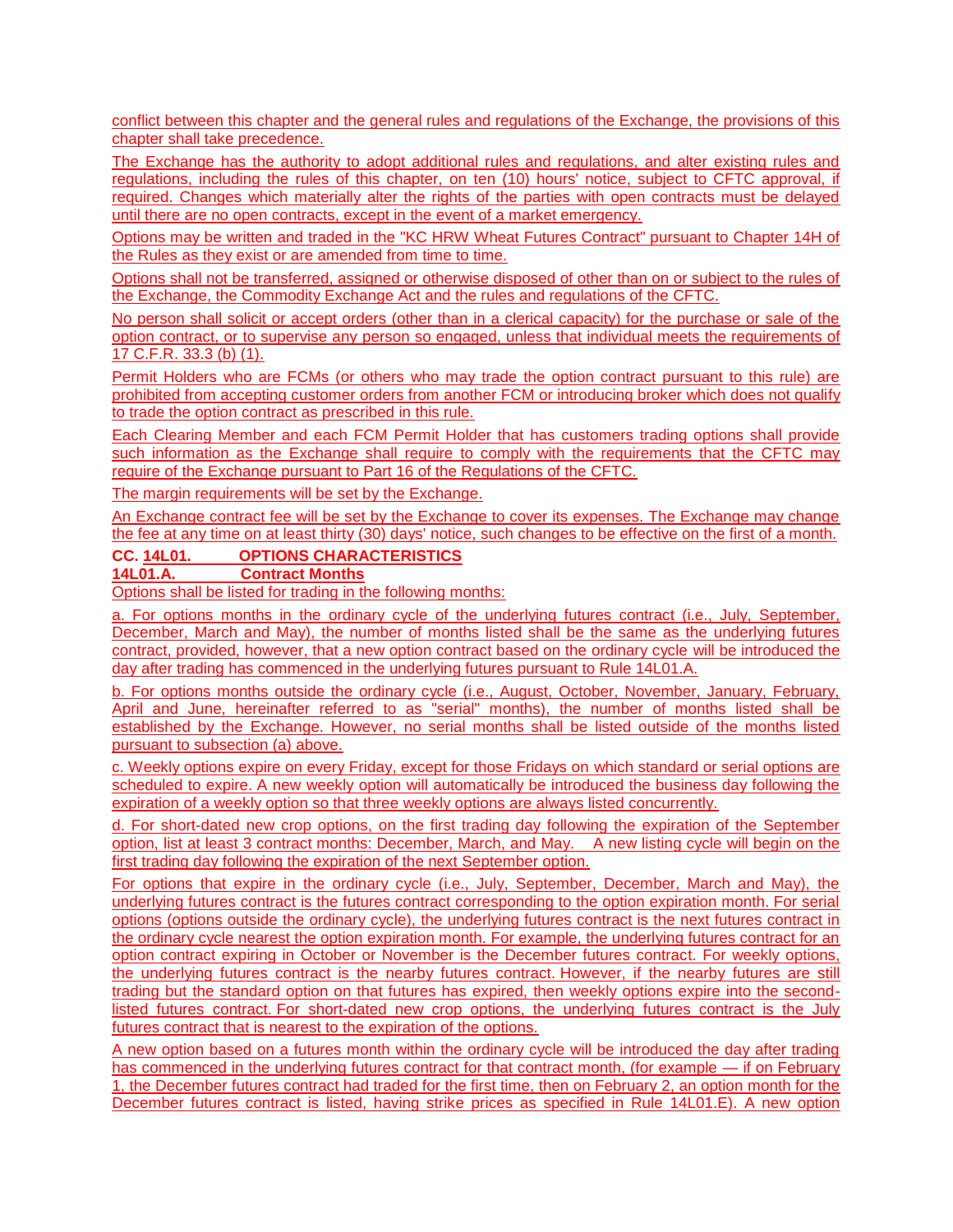conflict between this chapter and the general rules and regulations of the Exchange, the provisions of this chapter shall take precedence.

The Exchange has the authority to adopt additional rules and regulations, and alter existing rules and regulations, including the rules of this chapter, on ten (10) hours' notice, subject to CFTC approval, if required. Changes which materially alter the rights of the parties with open contracts must be delayed until there are no open contracts, except in the event of a market emergency.

Options may be written and traded in the "KC HRW Wheat Futures Contract" pursuant to Chapter 14H of the Rules as they exist or are amended from time to time.

Options shall not be transferred, assigned or otherwise disposed of other than on or subject to the rules of the Exchange, the Commodity Exchange Act and the rules and regulations of the CFTC.

No person shall solicit or accept orders (other than in a clerical capacity) for the purchase or sale of the option contract, or to supervise any person so engaged, unless that individual meets the requirements of 17 C.F.R. 33.3 (b) (1).

Permit Holders who are FCMs (or others who may trade the option contract pursuant to this rule) are prohibited from accepting customer orders from another FCM or introducing broker which does not qualify to trade the option contract as prescribed in this rule.

Each Clearing Member and each FCM Permit Holder that has customers trading options shall provide such information as the Exchange shall require to comply with the requirements that the CFTC may require of the Exchange pursuant to Part 16 of the Regulations of the CFTC.

The margin requirements will be set by the Exchange.

An Exchange contract fee will be set by the Exchange to cover its expenses. The Exchange may change the fee at any time on at least thirty (30) days' notice, such changes to be effective on the first of a month.

**CC. 14L01. OPTIONS CHARACTERISTICS**

**14L01.A. Contract Months**

Options shall be listed for trading in the following months:

a. For options months in the ordinary cycle of the underlying futures contract (i.e., July, September, December, March and May), the number of months listed shall be the same as the underlying futures contract, provided, however, that a new option contract based on the ordinary cycle will be introduced the day after trading has commenced in the underlying futures pursuant to Rule 14L01.A.

b. For options months outside the ordinary cycle (i.e., August, October, November, January, February, April and June, hereinafter referred to as "serial" months), the number of months listed shall be established by the Exchange. However, no serial months shall be listed outside of the months listed pursuant to subsection (a) above.

c. Weekly options expire on every Friday, except for those Fridays on which standard or serial options are scheduled to expire. A new weekly option will automatically be introduced the business day following the expiration of a weekly option so that three weekly options are always listed concurrently.

d. For short-dated new crop options, on the first trading day following the expiration of the September option, list at least 3 contract months: December, March, and May. A new listing cycle will begin on the first trading day following the expiration of the next September option.

For options that expire in the ordinary cycle (i.e., July, September, December, March and May), the underlying futures contract is the futures contract corresponding to the option expiration month. For serial options (options outside the ordinary cycle), the underlying futures contract is the next futures contract in the ordinary cycle nearest the option expiration month. For example, the underlying futures contract for an option contract expiring in October or November is the December futures contract. For weekly options, the underlying futures contract is the nearby futures contract. However, if the nearby futures are still trading but the standard option on that futures has expired, then weekly options expire into the second-listed futures contract. For short-dated new crop options, the underlying futures contract is the July futures contract that is nearest to the expiration of the options.

A new option based on a futures month within the ordinary cycle will be introduced the day after trading has commenced in the underlying futures contract for that contract month, (for example — if on February 1, the December futures contract had traded for the first time, then on February 2, an option month for the December futures contract is listed, having strike prices as specified in Rule 14L01.E). A new option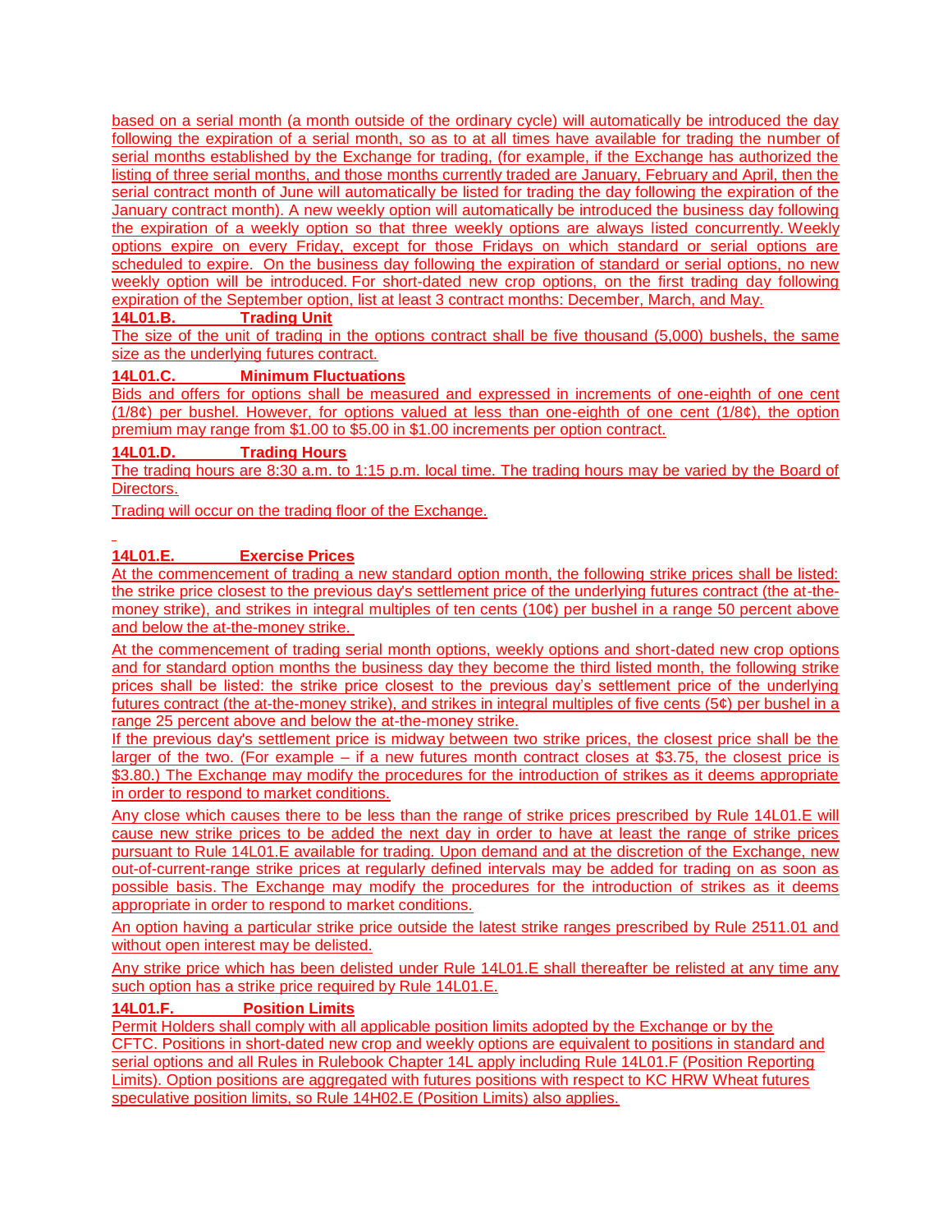based on a serial month (a month outside of the ordinary cycle) will automatically be introduced the day following the expiration of a serial month, so as to at all times have available for trading the number of serial months established by the Exchange for trading, (for example, if the Exchange has authorized the listing of three serial months, and those months currently traded are January, February and April, then the serial contract month of June will automatically be listed for trading the day following the expiration of the January contract month). A new weekly option will automatically be introduced the business day following the expiration of a weekly option so that three weekly options are always listed concurrently. Weekly options expire on every Friday, except for those Fridays on which standard or serial options are scheduled to expire. On the business day following the expiration of standard or serial options, no new weekly option will be introduced. For short-dated new crop options, on the first trading day following expiration of the September option, list at least 3 contract months: December, March, and May.

**14L01.B. Trading Unit**

The size of the unit of trading in the options contract shall be five thousand (5,000) bushels, the same size as the underlying futures contract.

**14L01.C. Minimum Fluctuations**

Bids and offers for options shall be measured and expressed in increments of one-eighth of one cent (1/8¢) per bushel. However, for options valued at less than one-eighth of one cent (1/8¢), the option premium may range from $1.00 to $5.00 in $1.00 increments per option contract.

**14L01.D. Trading Hours**

The trading hours are 8:30 a.m. to 1:15 p.m. local time. The trading hours may be varied by the Board of Directors.

Trading will occur on the trading floor of the Exchange.

**14L01.E. Exercise Prices**

At the commencement of trading a new standard option month, the following strike prices shall be listed: the strike price closest to the previous day's settlement price of the underlying futures contract (the at-the-money strike), and strikes in integral multiples of ten cents (10¢) per bushel in a range 50 percent above and below the at-the-money strike.

At the commencement of trading serial month options, weekly options and short-dated new crop options and for standard option months the business day they become the third listed month, the following strike prices shall be listed: the strike price closest to the previous day's settlement price of the underlying futures contract (the at-the-money strike), and strikes in integral multiples of five cents (5¢) per bushel in a range 25 percent above and below the at-the-money strike.

If the previous day's settlement price is midway between two strike prices, the closest price shall be the larger of the two. (For example – if a new futures month contract closes at $3.75, the closest price is $3.80.) The Exchange may modify the procedures for the introduction of strikes as it deems appropriate in order to respond to market conditions.

Any close which causes there to be less than the range of strike prices prescribed by Rule 14L01.E will cause new strike prices to be added the next day in order to have at least the range of strike prices pursuant to Rule 14L01.E available for trading. Upon demand and at the discretion of the Exchange, new out-of-current-range strike prices at regularly defined intervals may be added for trading on as soon as possible basis. The Exchange may modify the procedures for the introduction of strikes as it deems appropriate in order to respond to market conditions.

An option having a particular strike price outside the latest strike ranges prescribed by Rule 2511.01 and without open interest may be delisted.

Any strike price which has been delisted under Rule 14L01.E shall thereafter be relisted at any time any such option has a strike price required by Rule 14L01.E.

**14L01.F. Position Limits**

Permit Holders shall comply with all applicable position limits adopted by the Exchange or by the CFTC. Positions in short-dated new crop and weekly options are equivalent to positions in standard and serial options and all Rules in Rulebook Chapter 14L apply including Rule 14L01.F (Position Reporting Limits). Option positions are aggregated with futures positions with respect to KC HRW Wheat futures speculative position limits, so Rule 14H02.E (Position Limits) also applies.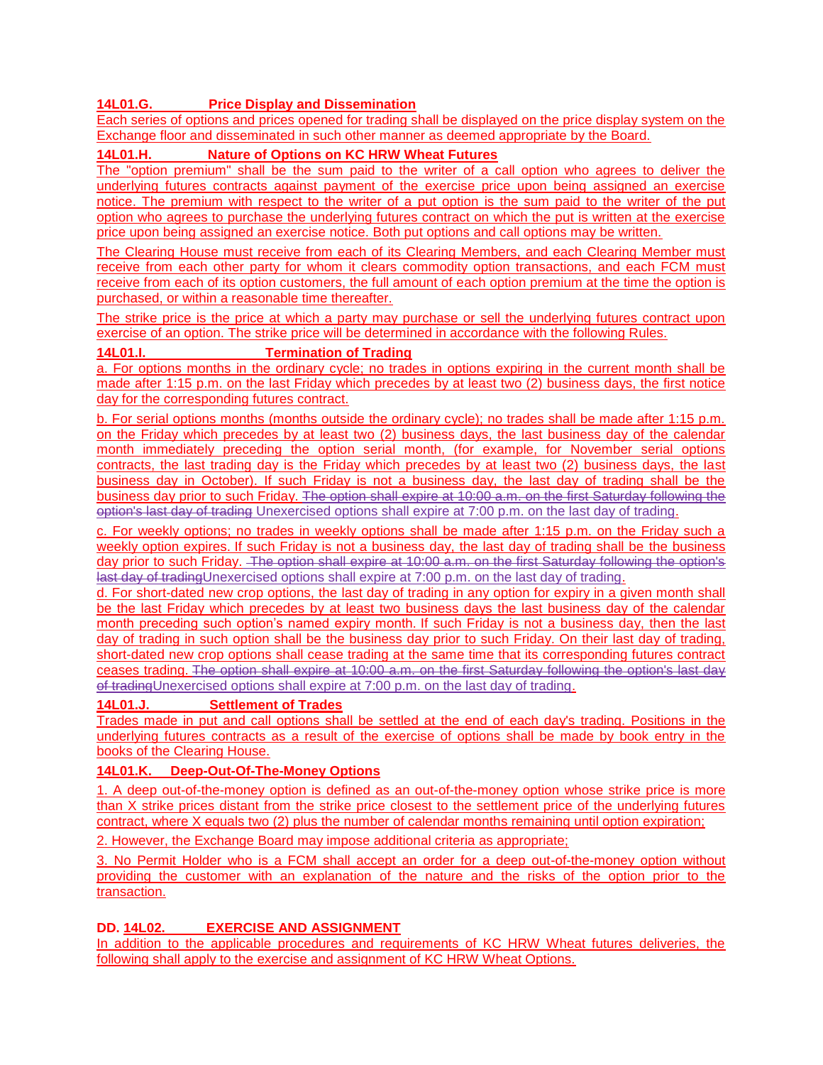**14L01.G. Price Display and Dissemination**

Each series of options and prices opened for trading shall be displayed on the price display system on the Exchange floor and disseminated in such other manner as deemed appropriate by the Board.

**14L01.H. Nature of Options on KC HRW Wheat Futures**

The "option premium" shall be the sum paid to the writer of a call option who agrees to deliver the underlying futures contracts against payment of the exercise price upon being assigned an exercise notice. The premium with respect to the writer of a put option is the sum paid to the writer of the put option who agrees to purchase the underlying futures contract on which the put is written at the exercise price upon being assigned an exercise notice. Both put options and call options may be written.

The Clearing House must receive from each of its Clearing Members, and each Clearing Member must receive from each other party for whom it clears commodity option transactions, and each FCM must receive from each of its option customers, the full amount of each option premium at the time the option is purchased, or within a reasonable time thereafter.

The strike price is the price at which a party may purchase or sell the underlying futures contract upon exercise of an option. The strike price will be determined in accordance with the following Rules.

**14L01.I. Termination of Trading**

a. For options months in the ordinary cycle; no trades in options expiring in the current month shall be made after 1:15 p.m. on the last Friday which precedes by at least two (2) business days, the first notice day for the corresponding futures contract.

b. For serial options months (months outside the ordinary cycle); no trades shall be made after 1:15 p.m. on the Friday which precedes by at least two (2) business days, the last business day of the calendar month immediately preceding the option serial month, (for example, for November serial options contracts, the last trading day is the Friday which precedes by at least two (2) business days, the last business day in October). If such Friday is not a business day, the last day of trading shall be the business day prior to such Friday. ~~The option shall expire at 10:00 a.m. on the first Saturday following the option's last day of trading~~ Unexercised options shall expire at 7:00 p.m. on the last day of trading.

c. For weekly options; no trades in weekly options shall be made after 1:15 p.m. on the Friday such a weekly option expires. If such Friday is not a business day, the last day of trading shall be the business day prior to such Friday. ~~The option shall expire at 10:00 a.m. on the first Saturday following the option's last day of trading~~Unexercised options shall expire at 7:00 p.m. on the last day of trading.

d. For short-dated new crop options, the last day of trading in any option for expiry in a given month shall be the last Friday which precedes by at least two business days the last business day of the calendar month preceding such option's named expiry month. If such Friday is not a business day, then the last day of trading in such option shall be the business day prior to such Friday. On their last day of trading, short-dated new crop options shall cease trading at the same time that its corresponding futures contract ceases trading. ~~The option shall expire at 10:00 a.m. on the first Saturday following the option's last day of trading~~Unexercised options shall expire at 7:00 p.m. on the last day of trading.

**14L01.J. Settlement of Trades**

Trades made in put and call options shall be settled at the end of each day's trading. Positions in the underlying futures contracts as a result of the exercise of options shall be made by book entry in the books of the Clearing House.

**14L01.K. Deep-Out-Of-The-Money Options**

1. A deep out-of-the-money option is defined as an out-of-the-money option whose strike price is more than X strike prices distant from the strike price closest to the settlement price of the underlying futures contract, where X equals two (2) plus the number of calendar months remaining until option expiration;

2. However, the Exchange Board may impose additional criteria as appropriate;

3. No Permit Holder who is a FCM shall accept an order for a deep out-of-the-money option without providing the customer with an explanation of the nature and the risks of the option prior to the transaction.

**DD. 14L02. EXERCISE AND ASSIGNMENT**

In addition to the applicable procedures and requirements of KC HRW Wheat futures deliveries, the following shall apply to the exercise and assignment of KC HRW Wheat Options.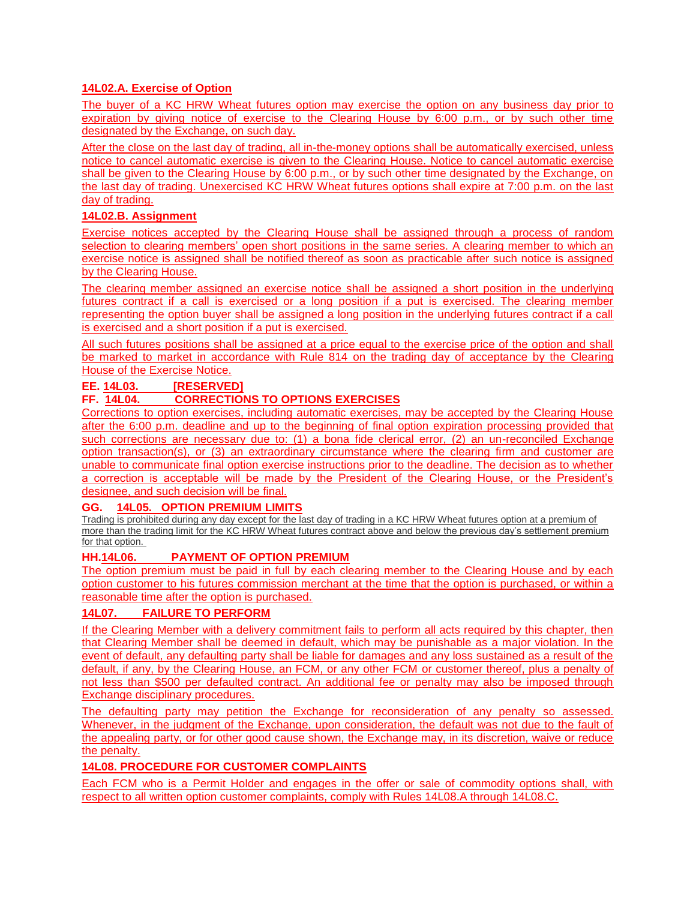**14L02.A. Exercise of Option**

The buyer of a KC HRW Wheat futures option may exercise the option on any business day prior to expiration by giving notice of exercise to the Clearing House by 6:00 p.m., or by such other time designated by the Exchange, on such day.

After the close on the last day of trading, all in-the-money options shall be automatically exercised, unless notice to cancel automatic exercise is given to the Clearing House. Notice to cancel automatic exercise shall be given to the Clearing House by 6:00 p.m., or by such other time designated by the Exchange, on the last day of trading. Unexercised KC HRW Wheat futures options shall expire at 7:00 p.m. on the last day of trading.

**14L02.B. Assignment**

Exercise notices accepted by the Clearing House shall be assigned through a process of random selection to clearing members' open short positions in the same series. A clearing member to which an exercise notice is assigned shall be notified thereof as soon as practicable after such notice is assigned by the Clearing House.

The clearing member assigned an exercise notice shall be assigned a short position in the underlying futures contract if a call is exercised or a long position if a put is exercised. The clearing member representing the option buyer shall be assigned a long position in the underlying futures contract if a call is exercised and a short position if a put is exercised.

All such futures positions shall be assigned at a price equal to the exercise price of the option and shall be marked to market in accordance with Rule 814 on the trading day of acceptance by the Clearing House of the Exercise Notice.

**EE. 14L03. [RESERVED]**

**FF. 14L04. CORRECTIONS TO OPTIONS EXERCISES**

Corrections to option exercises, including automatic exercises, may be accepted by the Clearing House after the 6:00 p.m. deadline and up to the beginning of final option expiration processing provided that such corrections are necessary due to: (1) a bona fide clerical error, (2) an un-reconciled Exchange option transaction(s), or (3) an extraordinary circumstance where the clearing firm and customer are unable to communicate final option exercise instructions prior to the deadline. The decision as to whether a correction is acceptable will be made by the President of the Clearing House, or the President's designee, and such decision will be final.

**GG. 14L05. OPTION PREMIUM LIMITS**

Trading is prohibited during any day except for the last day of trading in a KC HRW Wheat futures option at a premium of more than the trading limit for the KC HRW Wheat futures contract above and below the previous day's settlement premium for that option.

**HH.14L06. PAYMENT OF OPTION PREMIUM**

The option premium must be paid in full by each clearing member to the Clearing House and by each option customer to his futures commission merchant at the time that the option is purchased, or within a reasonable time after the option is purchased.

**14L07. FAILURE TO PERFORM**

If the Clearing Member with a delivery commitment fails to perform all acts required by this chapter, then that Clearing Member shall be deemed in default, which may be punishable as a major violation. In the event of default, any defaulting party shall be liable for damages and any loss sustained as a result of the default, if any, by the Clearing House, an FCM, or any other FCM or customer thereof, plus a penalty of not less than $500 per defaulted contract. An additional fee or penalty may also be imposed through Exchange disciplinary procedures.

The defaulting party may petition the Exchange for reconsideration of any penalty so assessed. Whenever, in the judgment of the Exchange, upon consideration, the default was not due to the fault of the appealing party, or for other good cause shown, the Exchange may, in its discretion, waive or reduce the penalty.

**14L08. PROCEDURE FOR CUSTOMER COMPLAINTS**

Each FCM who is a Permit Holder and engages in the offer or sale of commodity options shall, with respect to all written option customer complaints, comply with Rules 14L08.A through 14L08.C.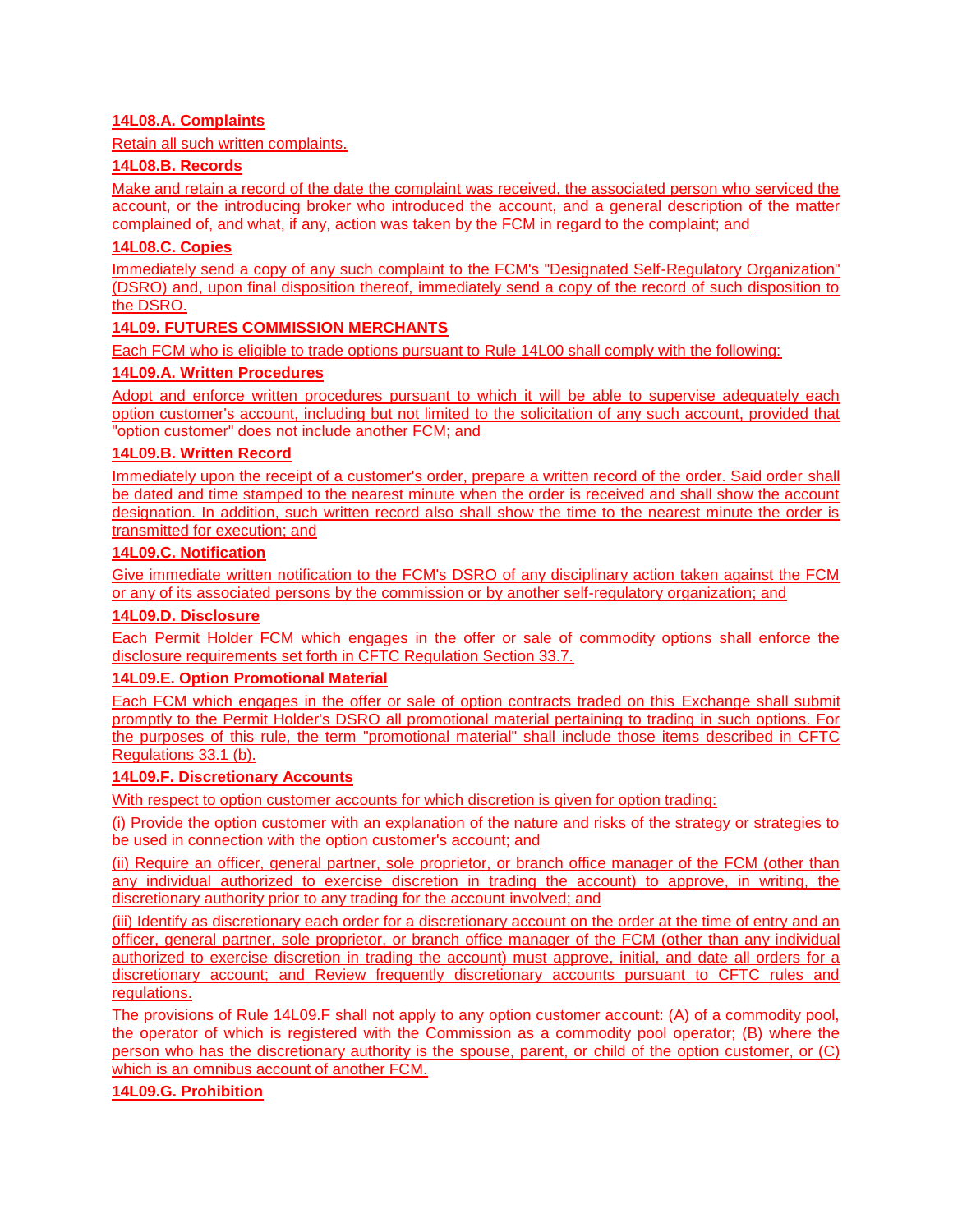**14L08.A. Complaints**

Retain all such written complaints.

**14L08.B. Records**

Make and retain a record of the date the complaint was received, the associated person who serviced the account, or the introducing broker who introduced the account, and a general description of the matter complained of, and what, if any, action was taken by the FCM in regard to the complaint; and

**14L08.C. Copies**

Immediately send a copy of any such complaint to the FCM's "Designated Self-Regulatory Organization" (DSRO) and, upon final disposition thereof, immediately send a copy of the record of such disposition to the DSRO.

**14L09. FUTURES COMMISSION MERCHANTS**

Each FCM who is eligible to trade options pursuant to Rule 14L00 shall comply with the following:

**14L09.A. Written Procedures**

Adopt and enforce written procedures pursuant to which it will be able to supervise adequately each option customer's account, including but not limited to the solicitation of any such account, provided that "option customer" does not include another FCM; and

**14L09.B. Written Record**

Immediately upon the receipt of a customer's order, prepare a written record of the order. Said order shall be dated and time stamped to the nearest minute when the order is received and shall show the account designation. In addition, such written record also shall show the time to the nearest minute the order is transmitted for execution; and

**14L09.C. Notification**

Give immediate written notification to the FCM's DSRO of any disciplinary action taken against the FCM or any of its associated persons by the commission or by another self-regulatory organization; and

**14L09.D. Disclosure**

Each Permit Holder FCM which engages in the offer or sale of commodity options shall enforce the disclosure requirements set forth in CFTC Regulation Section 33.7.

**14L09.E. Option Promotional Material**

Each FCM which engages in the offer or sale of option contracts traded on this Exchange shall submit promptly to the Permit Holder's DSRO all promotional material pertaining to trading in such options. For the purposes of this rule, the term "promotional material" shall include those items described in CFTC Regulations 33.1 (b).

**14L09.F. Discretionary Accounts**

With respect to option customer accounts for which discretion is given for option trading:

(i) Provide the option customer with an explanation of the nature and risks of the strategy or strategies to be used in connection with the option customer's account; and

(ii) Require an officer, general partner, sole proprietor, or branch office manager of the FCM (other than any individual authorized to exercise discretion in trading the account) to approve, in writing, the discretionary authority prior to any trading for the account involved; and

(iii) Identify as discretionary each order for a discretionary account on the order at the time of entry and an officer, general partner, sole proprietor, or branch office manager of the FCM (other than any individual authorized to exercise discretion in trading the account) must approve, initial, and date all orders for a discretionary account; and Review frequently discretionary accounts pursuant to CFTC rules and regulations.

The provisions of Rule 14L09.F shall not apply to any option customer account: (A) of a commodity pool, the operator of which is registered with the Commission as a commodity pool operator; (B) where the person who has the discretionary authority is the spouse, parent, or child of the option customer, or (C) which is an omnibus account of another FCM.

**14L09.G. Prohibition**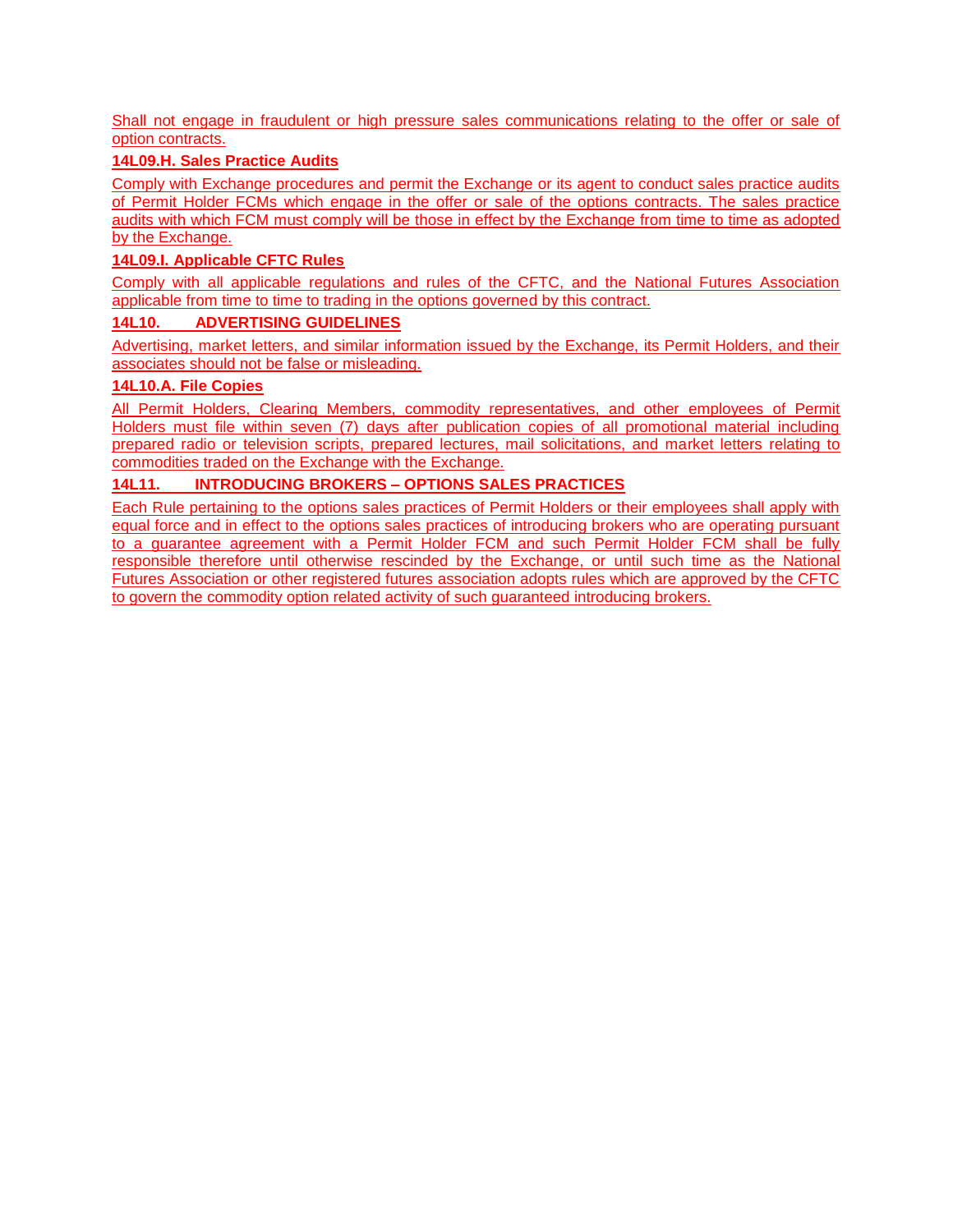Shall not engage in fraudulent or high pressure sales communications relating to the offer or sale of option contracts.

**14L09.H. Sales Practice Audits**

Comply with Exchange procedures and permit the Exchange or its agent to conduct sales practice audits of Permit Holder FCMs which engage in the offer or sale of the options contracts. The sales practice audits with which FCM must comply will be those in effect by the Exchange from time to time as adopted by the Exchange.

**14L09.I. Applicable CFTC Rules**

Comply with all applicable regulations and rules of the CFTC, and the National Futures Association applicable from time to time to trading in the options governed by this contract.

## 14L10. ADVERTISING GUIDELINES

Advertising, market letters, and similar information issued by the Exchange, its Permit Holders, and their associates should not be false or misleading.

**14L10.A. File Copies**

All Permit Holders, Clearing Members, commodity representatives, and other employees of Permit Holders must file within seven (7) days after publication copies of all promotional material including prepared radio or television scripts, prepared lectures, mail solicitations, and market letters relating to commodities traded on the Exchange with the Exchange.

## 14L11. INTRODUCING BROKERS – OPTIONS SALES PRACTICES

Each Rule pertaining to the options sales practices of Permit Holders or their employees shall apply with equal force and in effect to the options sales practices of introducing brokers who are operating pursuant to a guarantee agreement with a Permit Holder FCM and such Permit Holder FCM shall be fully responsible therefore until otherwise rescinded by the Exchange, or until such time as the National Futures Association or other registered futures association adopts rules which are approved by the CFTC to govern the commodity option related activity of such guaranteed introducing brokers.